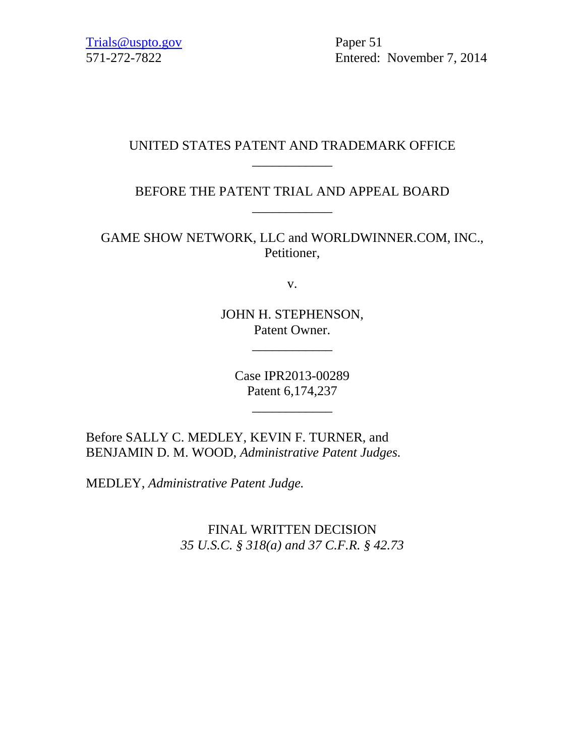Trials@uspto.gov
571-272-7822

Paper 51
Entered: November 7, 2014

UNITED STATES PATENT AND TRADEMARK OFFICE

---

BEFORE THE PATENT TRIAL AND APPEAL BOARD

---

GAME SHOW NETWORK, LLC and WORLDWINNER.COM, INC.,
Petitioner,

v.

JOHN H. STEPHENSON,
Patent Owner.

---

Case IPR2013-00289
Patent 6,174,237

---

Before SALLY C. MEDLEY, KEVIN F. TURNER, and BENJAMIN D. M. WOOD, *Administrative Patent Judges.*

MEDLEY, *Administrative Patent Judge.*

FINAL WRITTEN DECISION
*35 U.S.C. § 318(a) and 37 C.F.R. § 42.73*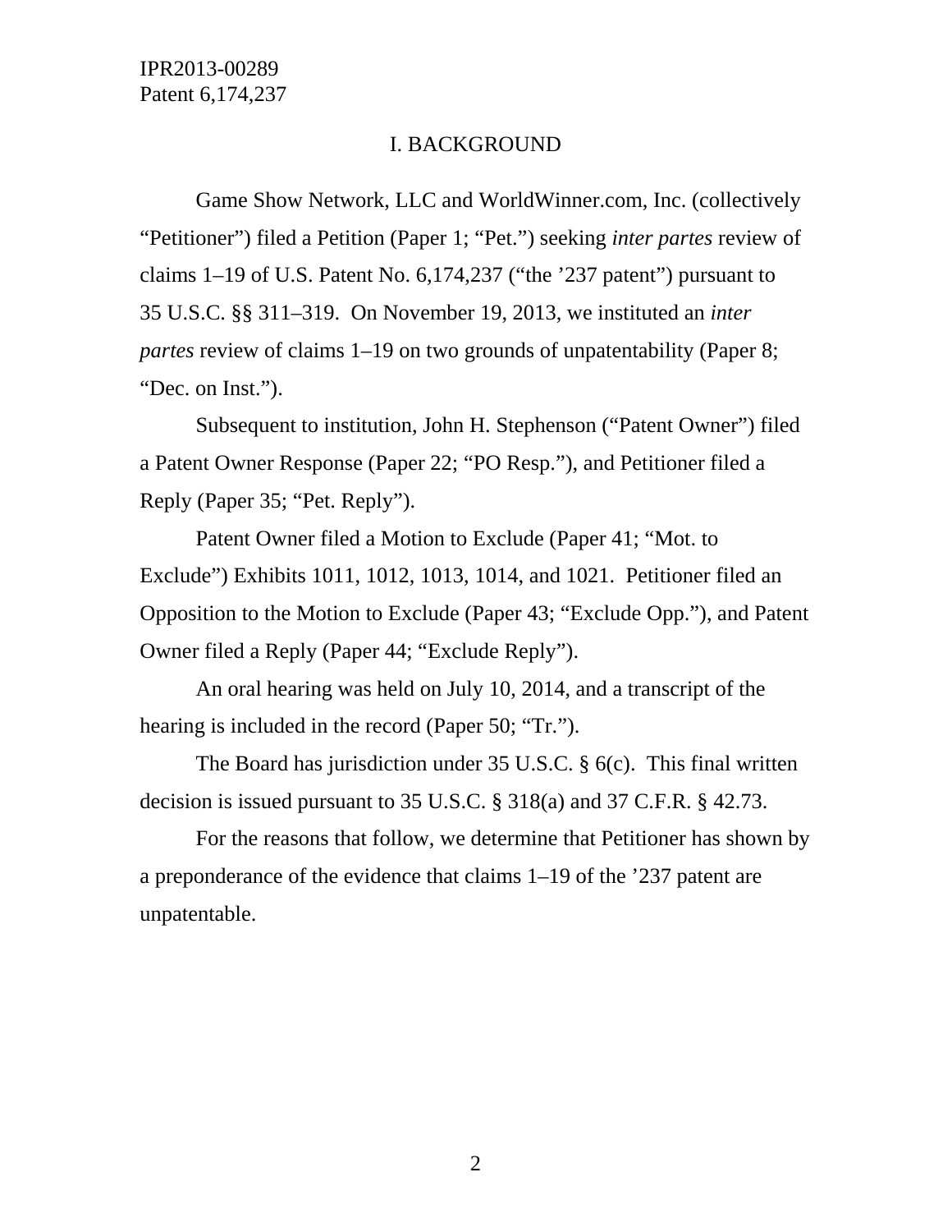## I. BACKGROUND

Game Show Network, LLC and WorldWinner.com, Inc. (collectively "Petitioner") filed a Petition (Paper 1; "Pet.") seeking *inter partes* review of claims 1–19 of U.S. Patent No. 6,174,237 ("the '237 patent") pursuant to 35 U.S.C. §§ 311–319. On November 19, 2013, we instituted an *inter partes* review of claims 1–19 on two grounds of unpatentability (Paper 8; "Dec. on Inst.").

Subsequent to institution, John H. Stephenson ("Patent Owner") filed a Patent Owner Response (Paper 22; "PO Resp."), and Petitioner filed a Reply (Paper 35; "Pet. Reply").

Patent Owner filed a Motion to Exclude (Paper 41; "Mot. to Exclude") Exhibits 1011, 1012, 1013, 1014, and 1021. Petitioner filed an Opposition to the Motion to Exclude (Paper 43; "Exclude Opp."), and Patent Owner filed a Reply (Paper 44; "Exclude Reply").

An oral hearing was held on July 10, 2014, and a transcript of the hearing is included in the record (Paper 50; "Tr.").

The Board has jurisdiction under 35 U.S.C. § 6(c). This final written decision is issued pursuant to 35 U.S.C. § 318(a) and 37 C.F.R. § 42.73.

For the reasons that follow, we determine that Petitioner has shown by a preponderance of the evidence that claims 1–19 of the '237 patent are unpatentable.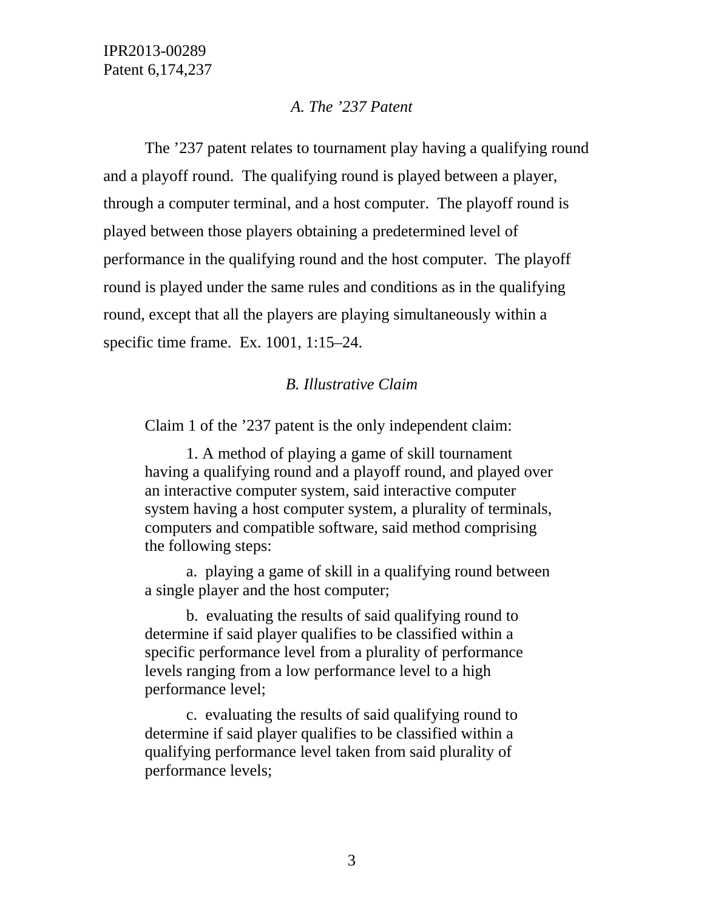### *A. The '237 Patent*

The '237 patent relates to tournament play having a qualifying round and a playoff round. The qualifying round is played between a player, through a computer terminal, and a host computer. The playoff round is played between those players obtaining a predetermined level of performance in the qualifying round and the host computer. The playoff round is played under the same rules and conditions as in the qualifying round, except that all the players are playing simultaneously within a specific time frame. Ex. 1001, 1:15–24.

### *B. Illustrative Claim*

Claim 1 of the '237 patent is the only independent claim:

> 1. A method of playing a game of skill tournament having a qualifying round and a playoff round, and played over an interactive computer system, said interactive computer system having a host computer system, a plurality of terminals, computers and compatible software, said method comprising the following steps:
>
> a. playing a game of skill in a qualifying round between a single player and the host computer;
>
> b. evaluating the results of said qualifying round to determine if said player qualifies to be classified within a specific performance level from a plurality of performance levels ranging from a low performance level to a high performance level;
>
> c. evaluating the results of said qualifying round to determine if said player qualifies to be classified within a qualifying performance level taken from said plurality of performance levels;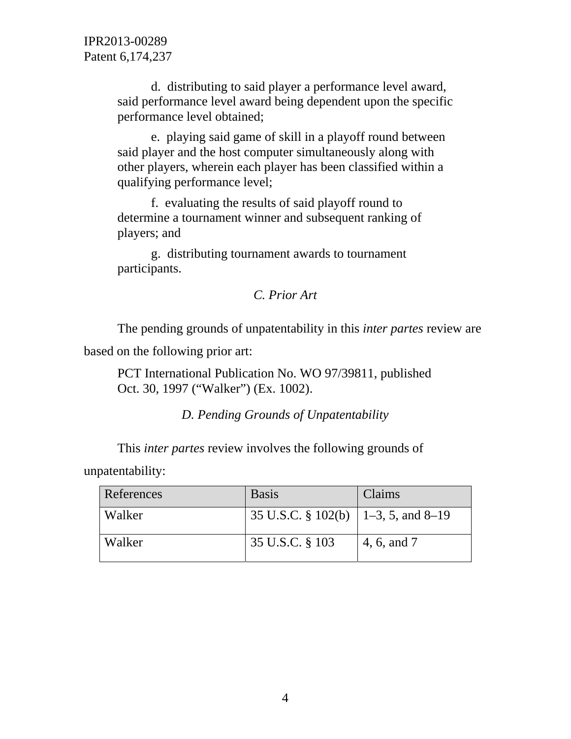d. distributing to said player a performance level award, said performance level award being dependent upon the specific performance level obtained;

e. playing said game of skill in a playoff round between said player and the host computer simultaneously along with other players, wherein each player has been classified within a qualifying performance level;

f. evaluating the results of said playoff round to determine a tournament winner and subsequent ranking of players; and

g. distributing tournament awards to tournament participants.

### *C. Prior Art*

The pending grounds of unpatentability in this *inter partes* review are based on the following prior art:

PCT International Publication No. WO 97/39811, published Oct. 30, 1997 ("Walker") (Ex. 1002).

### *D. Pending Grounds of Unpatentability*

This *inter partes* review involves the following grounds of unpatentability:

| References | Basis | Claims |
|---|---|---|
| Walker | 35 U.S.C. § 102(b) | 1–3, 5, and 8–19 |
| Walker | 35 U.S.C. § 103 | 4, 6, and 7 |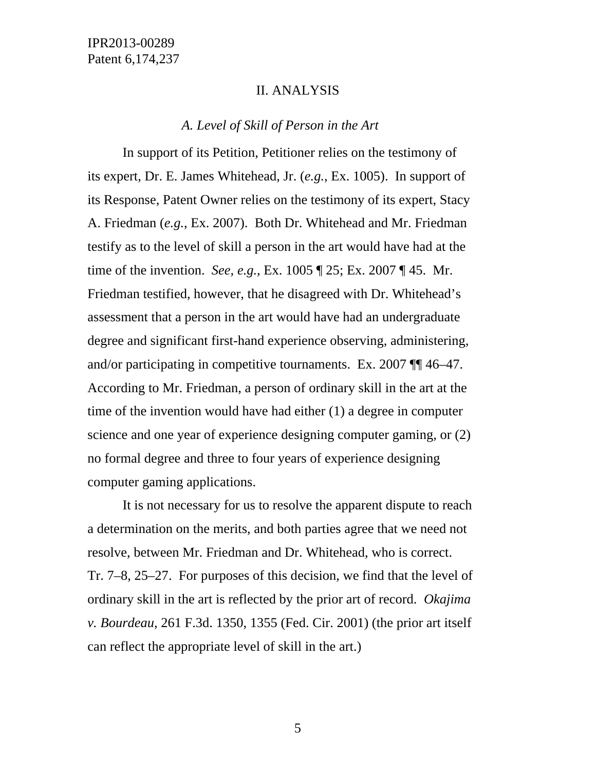## II. ANALYSIS

### *A. Level of Skill of Person in the Art*

In support of its Petition, Petitioner relies on the testimony of its expert, Dr. E. James Whitehead, Jr. (*e.g.*, Ex. 1005). In support of its Response, Patent Owner relies on the testimony of its expert, Stacy A. Friedman (*e.g.*, Ex. 2007). Both Dr. Whitehead and Mr. Friedman testify as to the level of skill a person in the art would have had at the time of the invention. *See, e.g.*, Ex. 1005 ¶ 25; Ex. 2007 ¶ 45. Mr. Friedman testified, however, that he disagreed with Dr. Whitehead's assessment that a person in the art would have had an undergraduate degree and significant first-hand experience observing, administering, and/or participating in competitive tournaments. Ex. 2007 ¶¶ 46–47. According to Mr. Friedman, a person of ordinary skill in the art at the time of the invention would have had either (1) a degree in computer science and one year of experience designing computer gaming, or (2) no formal degree and three to four years of experience designing computer gaming applications.

It is not necessary for us to resolve the apparent dispute to reach a determination on the merits, and both parties agree that we need not resolve, between Mr. Friedman and Dr. Whitehead, who is correct. Tr. 7–8, 25–27. For purposes of this decision, we find that the level of ordinary skill in the art is reflected by the prior art of record. *Okajima v. Bourdeau*, 261 F.3d. 1350, 1355 (Fed. Cir. 2001) (the prior art itself can reflect the appropriate level of skill in the art.)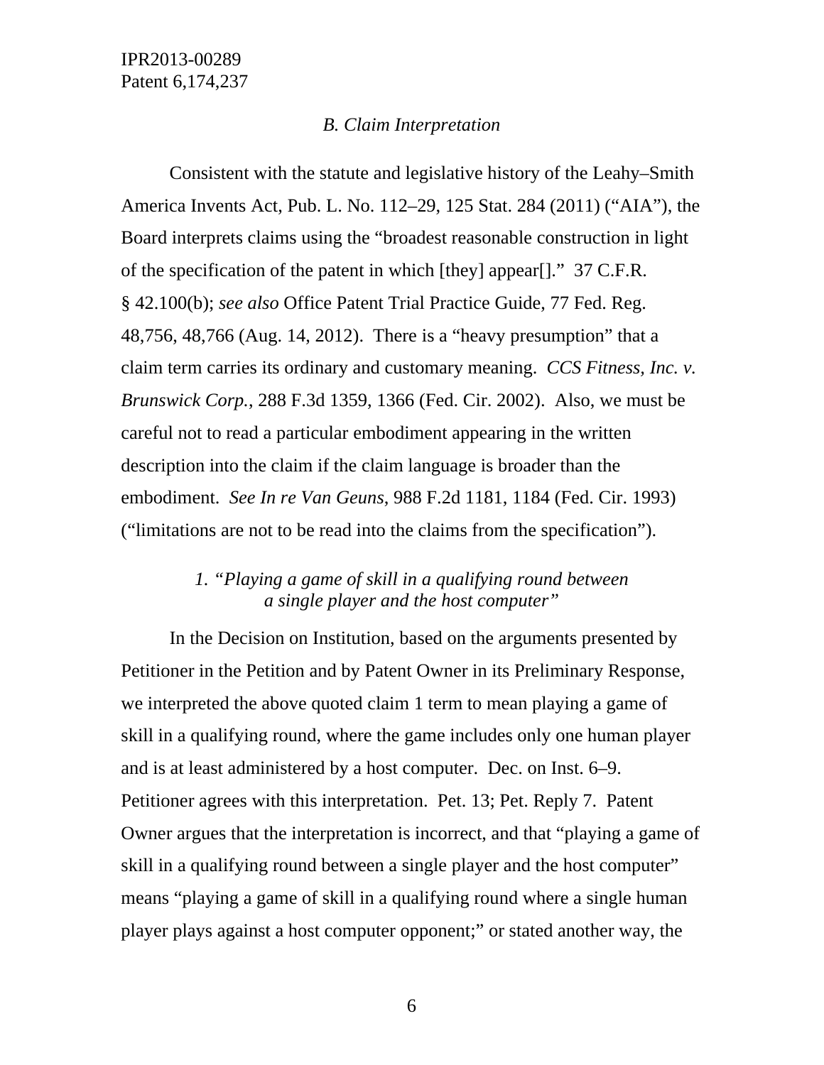### *B. Claim Interpretation*

Consistent with the statute and legislative history of the Leahy–Smith America Invents Act, Pub. L. No. 112–29, 125 Stat. 284 (2011) ("AIA"), the Board interprets claims using the "broadest reasonable construction in light of the specification of the patent in which [they] appear[]." 37 C.F.R. § 42.100(b); *see also* Office Patent Trial Practice Guide, 77 Fed. Reg. 48,756, 48,766 (Aug. 14, 2012). There is a "heavy presumption" that a claim term carries its ordinary and customary meaning. *CCS Fitness, Inc. v. Brunswick Corp.*, 288 F.3d 1359, 1366 (Fed. Cir. 2002). Also, we must be careful not to read a particular embodiment appearing in the written description into the claim if the claim language is broader than the embodiment. *See In re Van Geuns*, 988 F.2d 1181, 1184 (Fed. Cir. 1993) ("limitations are not to be read into the claims from the specification").

#### *1. "Playing a game of skill in a qualifying round between a single player and the host computer"*

In the Decision on Institution, based on the arguments presented by Petitioner in the Petition and by Patent Owner in its Preliminary Response, we interpreted the above quoted claim 1 term to mean playing a game of skill in a qualifying round, where the game includes only one human player and is at least administered by a host computer. Dec. on Inst. 6–9. Petitioner agrees with this interpretation. Pet. 13; Pet. Reply 7. Patent Owner argues that the interpretation is incorrect, and that "playing a game of skill in a qualifying round between a single player and the host computer" means "playing a game of skill in a qualifying round where a single human player plays against a host computer opponent;" or stated another way, the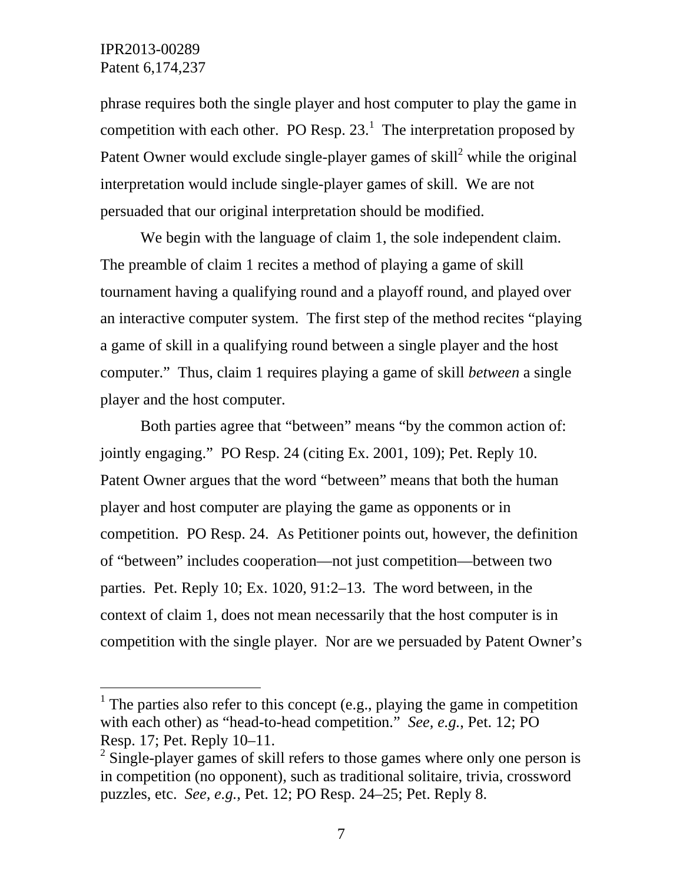phrase requires both the single player and host computer to play the game in competition with each other. PO Resp. 23.[1] The interpretation proposed by Patent Owner would exclude single-player games of skill[2] while the original interpretation would include single-player games of skill. We are not persuaded that our original interpretation should be modified.

We begin with the language of claim 1, the sole independent claim. The preamble of claim 1 recites a method of playing a game of skill tournament having a qualifying round and a playoff round, and played over an interactive computer system. The first step of the method recites "playing a game of skill in a qualifying round between a single player and the host computer." Thus, claim 1 requires playing a game of skill *between* a single player and the host computer.

Both parties agree that "between" means "by the common action of: jointly engaging." PO Resp. 24 (citing Ex. 2001, 109); Pet. Reply 10. Patent Owner argues that the word "between" means that both the human player and host computer are playing the game as opponents or in competition. PO Resp. 24. As Petitioner points out, however, the definition of "between" includes cooperation—not just competition—between two parties. Pet. Reply 10; Ex. 1020, 91:2–13. The word between, in the context of claim 1, does not mean necessarily that the host computer is in competition with the single player. Nor are we persuaded by Patent Owner's

---

[1] The parties also refer to this concept (e.g., playing the game in competition with each other) as "head-to-head competition." *See, e.g.*, Pet. 12; PO Resp. 17; Pet. Reply 10–11.

[2] Single-player games of skill refers to those games where only one person is in competition (no opponent), such as traditional solitaire, trivia, crossword puzzles, etc. *See, e.g.*, Pet. 12; PO Resp. 24–25; Pet. Reply 8.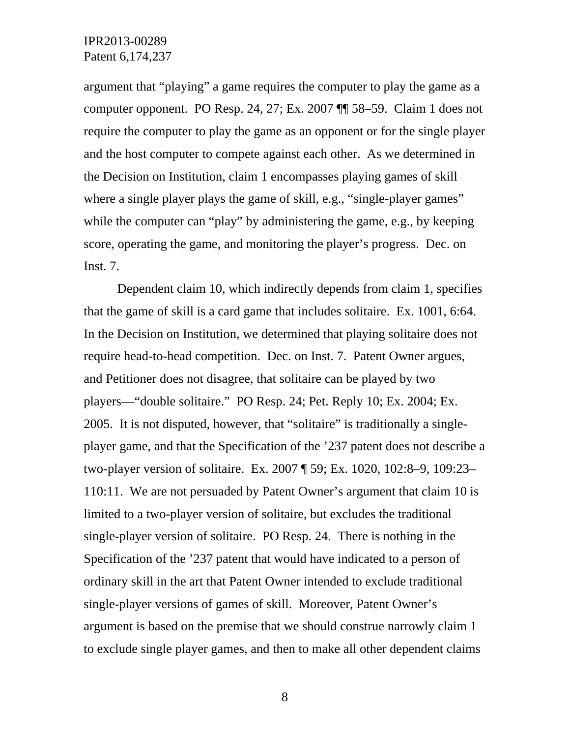argument that "playing" a game requires the computer to play the game as a computer opponent. PO Resp. 24, 27; Ex. 2007 ¶¶ 58–59. Claim 1 does not require the computer to play the game as an opponent or for the single player and the host computer to compete against each other. As we determined in the Decision on Institution, claim 1 encompasses playing games of skill where a single player plays the game of skill, e.g., "single-player games" while the computer can "play" by administering the game, e.g., by keeping score, operating the game, and monitoring the player's progress. Dec. on Inst. 7.

Dependent claim 10, which indirectly depends from claim 1, specifies that the game of skill is a card game that includes solitaire. Ex. 1001, 6:64. In the Decision on Institution, we determined that playing solitaire does not require head-to-head competition. Dec. on Inst. 7. Patent Owner argues, and Petitioner does not disagree, that solitaire can be played by two players—"double solitaire." PO Resp. 24; Pet. Reply 10; Ex. 2004; Ex. 2005. It is not disputed, however, that "solitaire" is traditionally a single-player game, and that the Specification of the '237 patent does not describe a two-player version of solitaire. Ex. 2007 ¶ 59; Ex. 1020, 102:8–9, 109:23–110:11. We are not persuaded by Patent Owner's argument that claim 10 is limited to a two-player version of solitaire, but excludes the traditional single-player version of solitaire. PO Resp. 24. There is nothing in the Specification of the '237 patent that would have indicated to a person of ordinary skill in the art that Patent Owner intended to exclude traditional single-player versions of games of skill. Moreover, Patent Owner's argument is based on the premise that we should construe narrowly claim 1 to exclude single player games, and then to make all other dependent claims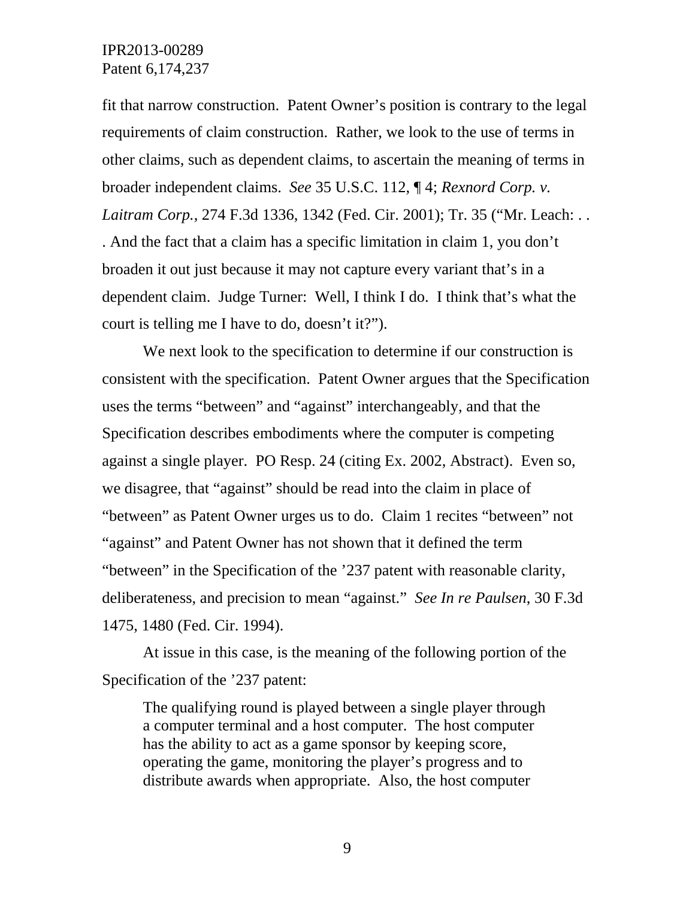fit that narrow construction. Patent Owner's position is contrary to the legal requirements of claim construction. Rather, we look to the use of terms in other claims, such as dependent claims, to ascertain the meaning of terms in broader independent claims. *See* 35 U.S.C. 112, ¶ 4; *Rexnord Corp. v. Laitram Corp.*, 274 F.3d 1336, 1342 (Fed. Cir. 2001); Tr. 35 ("Mr. Leach: . . . And the fact that a claim has a specific limitation in claim 1, you don't broaden it out just because it may not capture every variant that's in a dependent claim. Judge Turner: Well, I think I do. I think that's what the court is telling me I have to do, doesn't it?").

We next look to the specification to determine if our construction is consistent with the specification. Patent Owner argues that the Specification uses the terms "between" and "against" interchangeably, and that the Specification describes embodiments where the computer is competing against a single player. PO Resp. 24 (citing Ex. 2002, Abstract). Even so, we disagree, that "against" should be read into the claim in place of "between" as Patent Owner urges us to do. Claim 1 recites "between" not "against" and Patent Owner has not shown that it defined the term "between" in the Specification of the '237 patent with reasonable clarity, deliberateness, and precision to mean "against." *See In re Paulsen*, 30 F.3d 1475, 1480 (Fed. Cir. 1994).

At issue in this case, is the meaning of the following portion of the Specification of the '237 patent:

> The qualifying round is played between a single player through a computer terminal and a host computer. The host computer has the ability to act as a game sponsor by keeping score, operating the game, monitoring the player's progress and to distribute awards when appropriate. Also, the host computer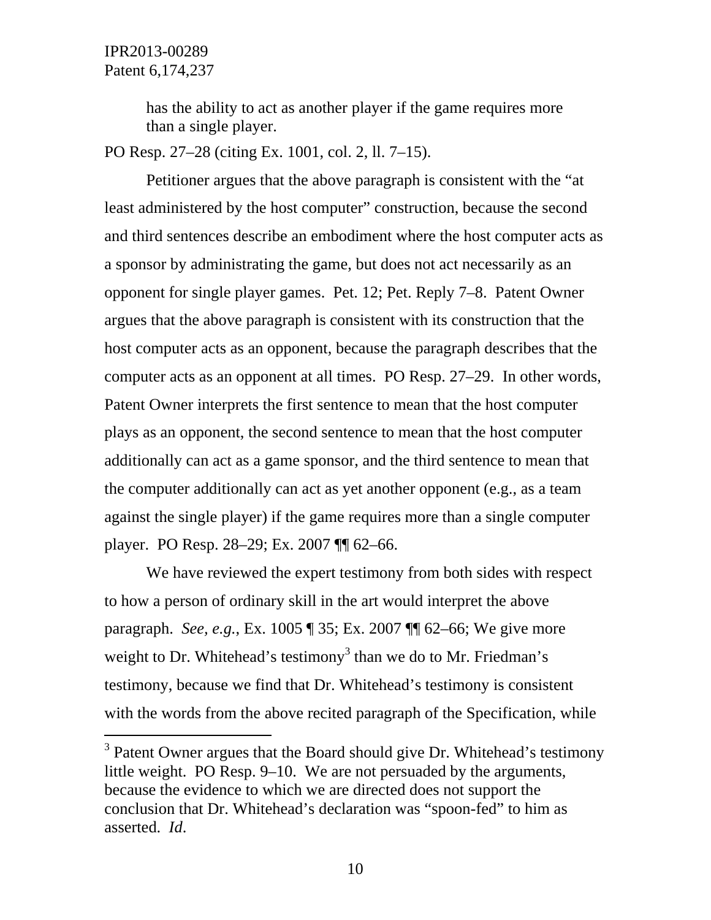> has the ability to act as another player if the game requires more than a single player.

PO Resp. 27–28 (citing Ex. 1001, col. 2, ll. 7–15).

Petitioner argues that the above paragraph is consistent with the "at least administered by the host computer" construction, because the second and third sentences describe an embodiment where the host computer acts as a sponsor by administrating the game, but does not act necessarily as an opponent for single player games. Pet. 12; Pet. Reply 7–8. Patent Owner argues that the above paragraph is consistent with its construction that the host computer acts as an opponent, because the paragraph describes that the computer acts as an opponent at all times. PO Resp. 27–29. In other words, Patent Owner interprets the first sentence to mean that the host computer plays as an opponent, the second sentence to mean that the host computer additionally can act as a game sponsor, and the third sentence to mean that the computer additionally can act as yet another opponent (e.g., as a team against the single player) if the game requires more than a single computer player. PO Resp. 28–29; Ex. 2007 ¶¶ 62–66.

We have reviewed the expert testimony from both sides with respect to how a person of ordinary skill in the art would interpret the above paragraph. *See, e.g.*, Ex. 1005 ¶ 35; Ex. 2007 ¶¶ 62–66; We give more weight to Dr. Whitehead's testimony[3] than we do to Mr. Friedman's testimony, because we find that Dr. Whitehead's testimony is consistent with the words from the above recited paragraph of the Specification, while

---

[3] Patent Owner argues that the Board should give Dr. Whitehead's testimony little weight. PO Resp. 9–10. We are not persuaded by the arguments, because the evidence to which we are directed does not support the conclusion that Dr. Whitehead's declaration was "spoon-fed" to him as asserted. *Id*.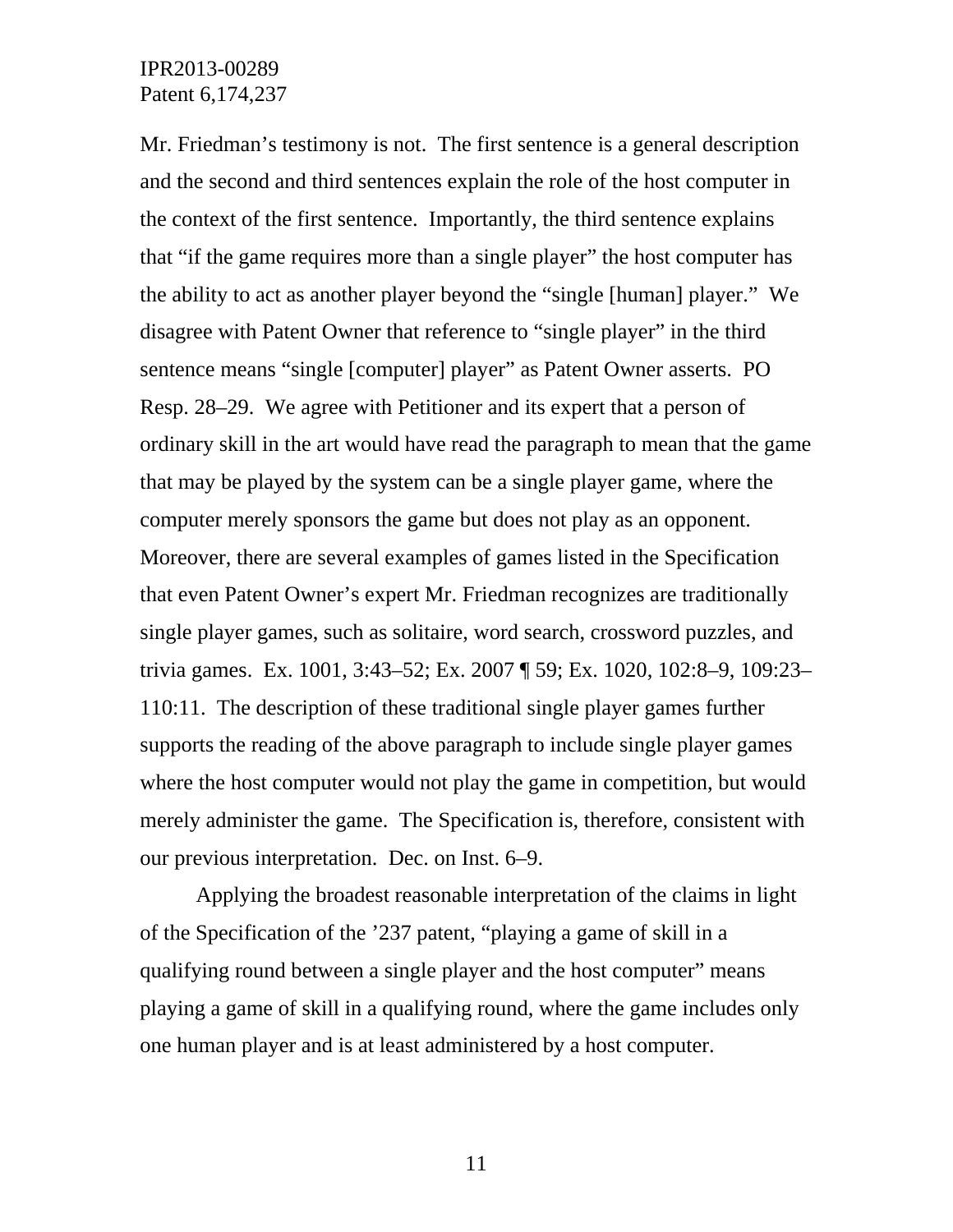Mr. Friedman's testimony is not. The first sentence is a general description and the second and third sentences explain the role of the host computer in the context of the first sentence. Importantly, the third sentence explains that "if the game requires more than a single player" the host computer has the ability to act as another player beyond the "single [human] player." We disagree with Patent Owner that reference to "single player" in the third sentence means "single [computer] player" as Patent Owner asserts. PO Resp. 28–29. We agree with Petitioner and its expert that a person of ordinary skill in the art would have read the paragraph to mean that the game that may be played by the system can be a single player game, where the computer merely sponsors the game but does not play as an opponent. Moreover, there are several examples of games listed in the Specification that even Patent Owner's expert Mr. Friedman recognizes are traditionally single player games, such as solitaire, word search, crossword puzzles, and trivia games. Ex. 1001, 3:43–52; Ex. 2007 ¶ 59; Ex. 1020, 102:8–9, 109:23–110:11. The description of these traditional single player games further supports the reading of the above paragraph to include single player games where the host computer would not play the game in competition, but would merely administer the game. The Specification is, therefore, consistent with our previous interpretation. Dec. on Inst. 6–9.

Applying the broadest reasonable interpretation of the claims in light of the Specification of the '237 patent, "playing a game of skill in a qualifying round between a single player and the host computer" means playing a game of skill in a qualifying round, where the game includes only one human player and is at least administered by a host computer.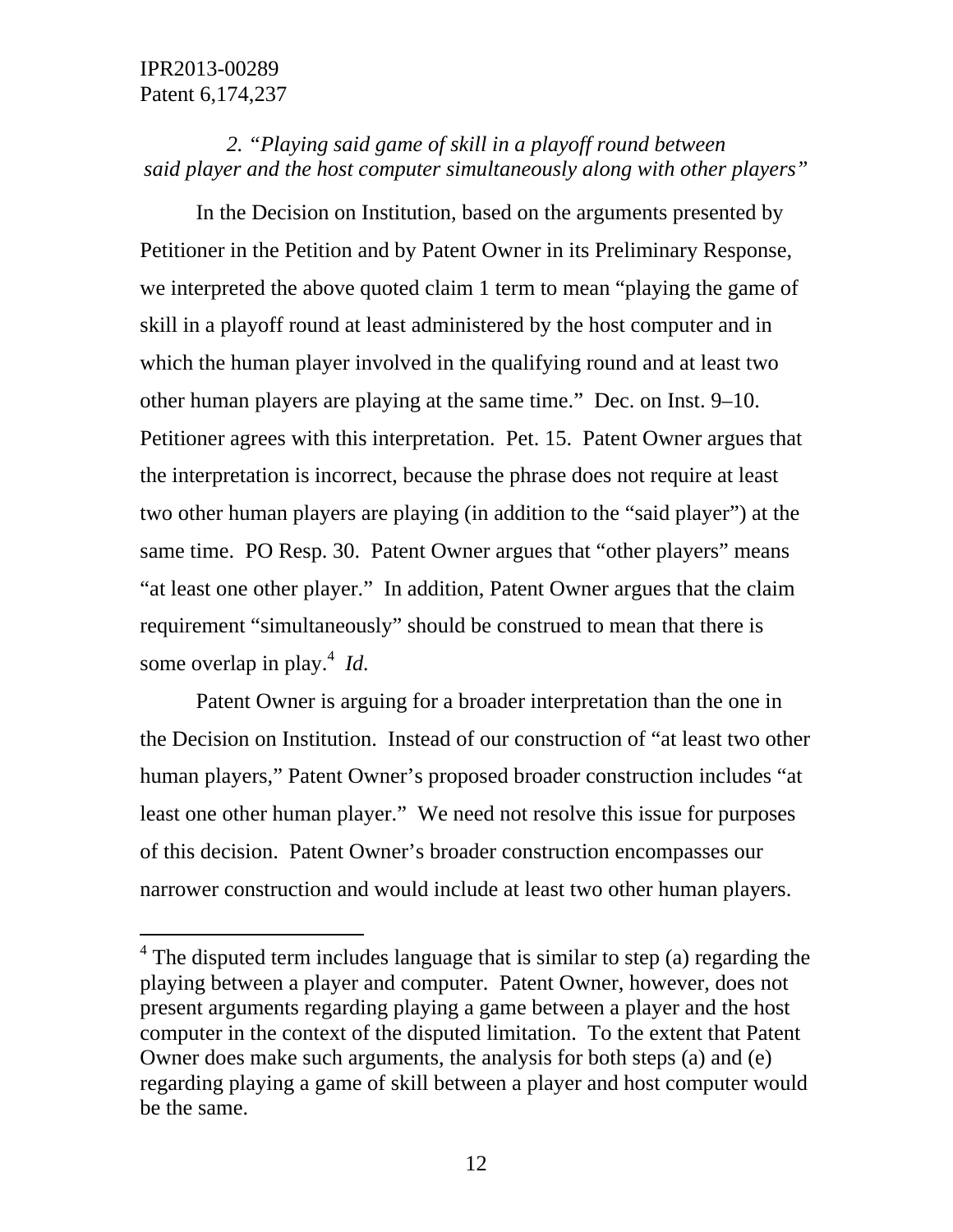*2. "Playing said game of skill in a playoff round between said player and the host computer simultaneously along with other players"*

In the Decision on Institution, based on the arguments presented by Petitioner in the Petition and by Patent Owner in its Preliminary Response, we interpreted the above quoted claim 1 term to mean "playing the game of skill in a playoff round at least administered by the host computer and in which the human player involved in the qualifying round and at least two other human players are playing at the same time." Dec. on Inst. 9–10. Petitioner agrees with this interpretation. Pet. 15. Patent Owner argues that the interpretation is incorrect, because the phrase does not require at least two other human players are playing (in addition to the "said player") at the same time. PO Resp. 30. Patent Owner argues that "other players" means "at least one other player." In addition, Patent Owner argues that the claim requirement "simultaneously" should be construed to mean that there is some overlap in play.[4] *Id.*

Patent Owner is arguing for a broader interpretation than the one in the Decision on Institution. Instead of our construction of "at least two other human players," Patent Owner's proposed broader construction includes "at least one other human player." We need not resolve this issue for purposes of this decision. Patent Owner's broader construction encompasses our narrower construction and would include at least two other human players.

---

[4] The disputed term includes language that is similar to step (a) regarding the playing between a player and computer. Patent Owner, however, does not present arguments regarding playing a game between a player and the host computer in the context of the disputed limitation. To the extent that Patent Owner does make such arguments, the analysis for both steps (a) and (e) regarding playing a game of skill between a player and host computer would be the same.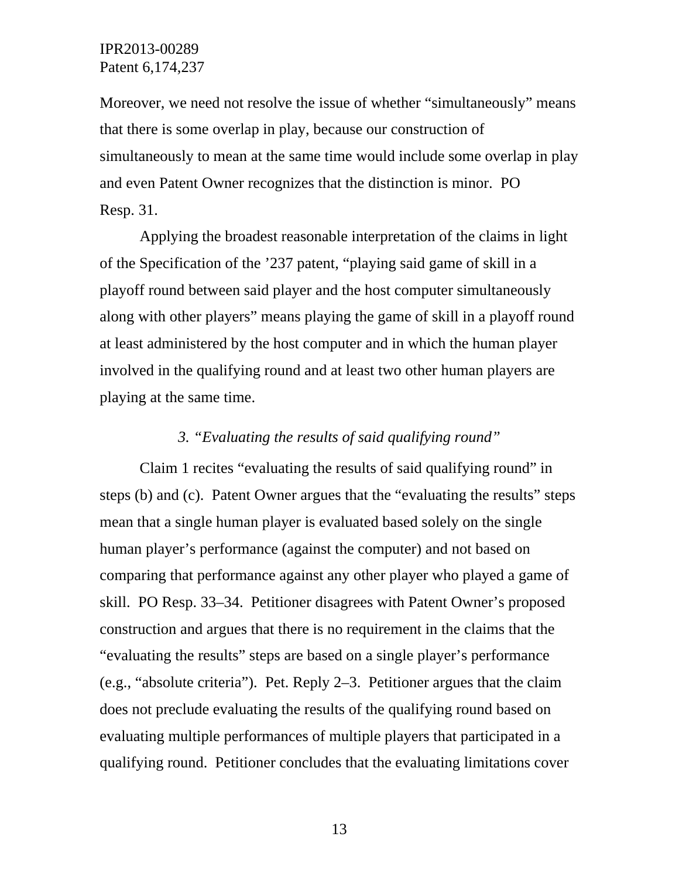Moreover, we need not resolve the issue of whether “simultaneously” means that there is some overlap in play, because our construction of simultaneously to mean at the same time would include some overlap in play and even Patent Owner recognizes that the distinction is minor. PO Resp. 31.

Applying the broadest reasonable interpretation of the claims in light of the Specification of the ’237 patent, “playing said game of skill in a playoff round between said player and the host computer simultaneously along with other players” means playing the game of skill in a playoff round at least administered by the host computer and in which the human player involved in the qualifying round and at least two other human players are playing at the same time.

### *3. “Evaluating the results of said qualifying round”*

Claim 1 recites “evaluating the results of said qualifying round” in steps (b) and (c). Patent Owner argues that the “evaluating the results” steps mean that a single human player is evaluated based solely on the single human player’s performance (against the computer) and not based on comparing that performance against any other player who played a game of skill. PO Resp. 33–34. Petitioner disagrees with Patent Owner’s proposed construction and argues that there is no requirement in the claims that the “evaluating the results” steps are based on a single player’s performance (e.g., “absolute criteria”). Pet. Reply 2–3. Petitioner argues that the claim does not preclude evaluating the results of the qualifying round based on evaluating multiple performances of multiple players that participated in a qualifying round. Petitioner concludes that the evaluating limitations cover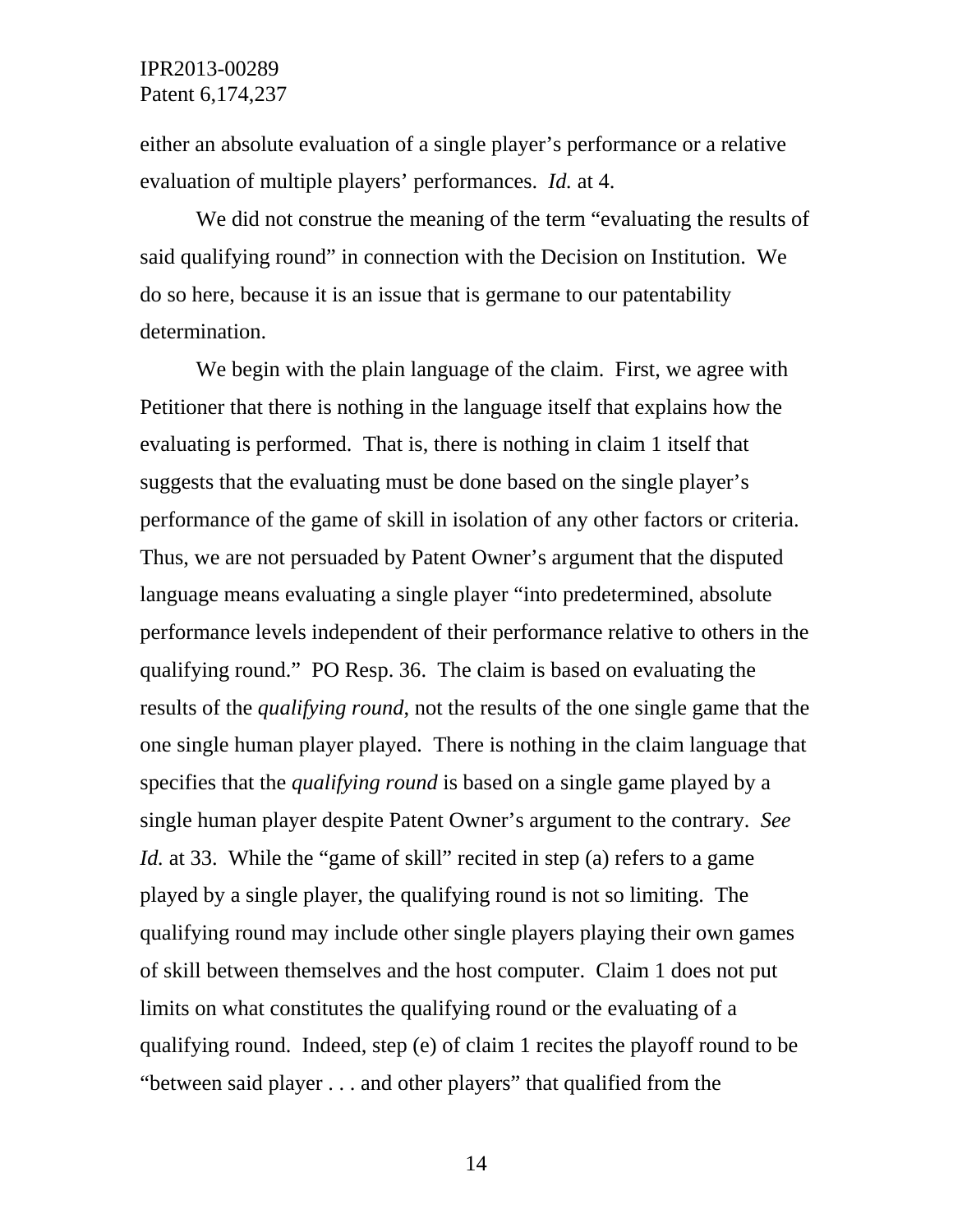either an absolute evaluation of a single player's performance or a relative evaluation of multiple players' performances. *Id.* at 4.

We did not construe the meaning of the term "evaluating the results of said qualifying round" in connection with the Decision on Institution. We do so here, because it is an issue that is germane to our patentability determination.

We begin with the plain language of the claim. First, we agree with Petitioner that there is nothing in the language itself that explains how the evaluating is performed. That is, there is nothing in claim 1 itself that suggests that the evaluating must be done based on the single player's performance of the game of skill in isolation of any other factors or criteria. Thus, we are not persuaded by Patent Owner's argument that the disputed language means evaluating a single player "into predetermined, absolute performance levels independent of their performance relative to others in the qualifying round." PO Resp. 36. The claim is based on evaluating the results of the *qualifying round*, not the results of the one single game that the one single human player played. There is nothing in the claim language that specifies that the *qualifying round* is based on a single game played by a single human player despite Patent Owner's argument to the contrary. *See Id.* at 33. While the "game of skill" recited in step (a) refers to a game played by a single player, the qualifying round is not so limiting. The qualifying round may include other single players playing their own games of skill between themselves and the host computer. Claim 1 does not put limits on what constitutes the qualifying round or the evaluating of a qualifying round. Indeed, step (e) of claim 1 recites the playoff round to be "between said player . . . and other players" that qualified from the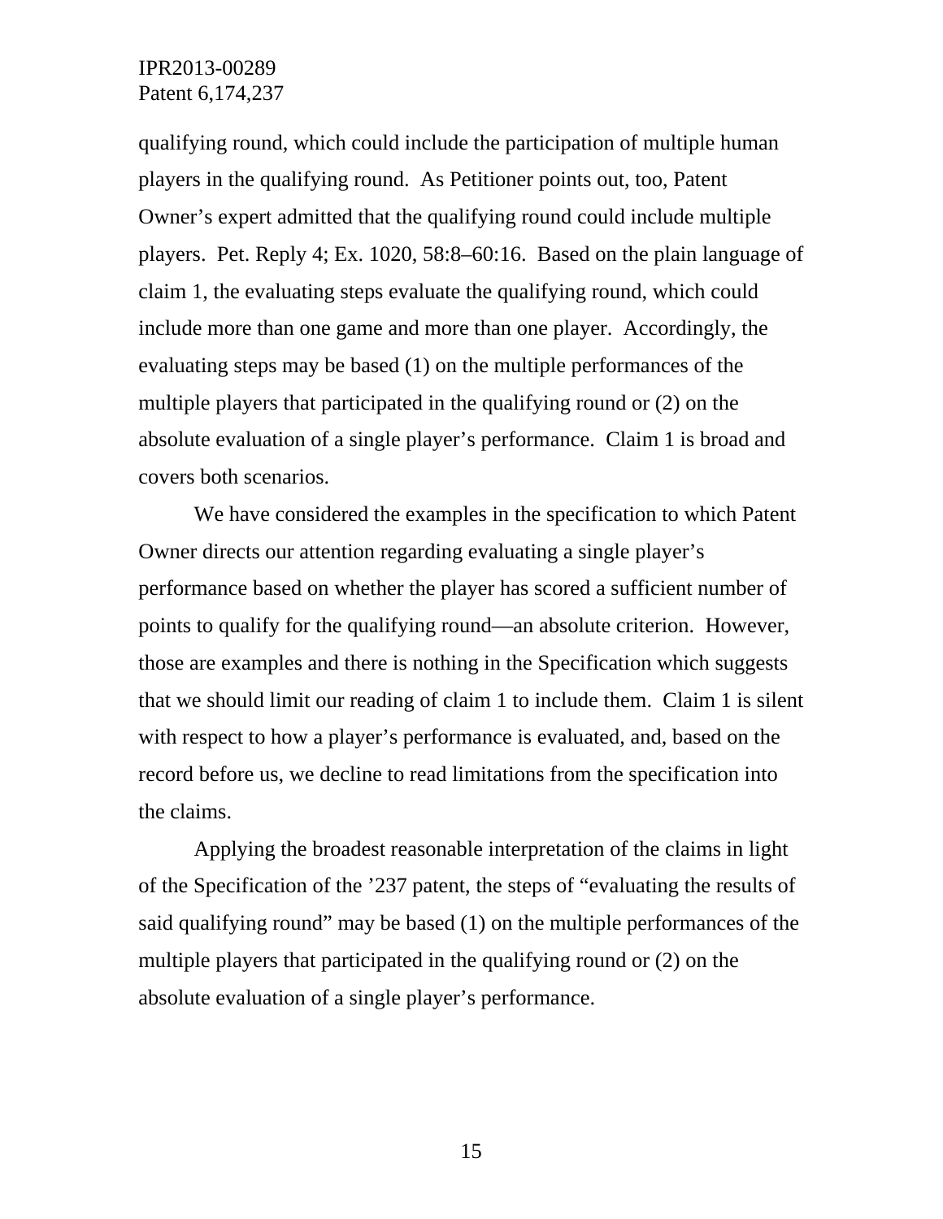qualifying round, which could include the participation of multiple human players in the qualifying round. As Petitioner points out, too, Patent Owner's expert admitted that the qualifying round could include multiple players. Pet. Reply 4; Ex. 1020, 58:8–60:16. Based on the plain language of claim 1, the evaluating steps evaluate the qualifying round, which could include more than one game and more than one player. Accordingly, the evaluating steps may be based (1) on the multiple performances of the multiple players that participated in the qualifying round or (2) on the absolute evaluation of a single player's performance. Claim 1 is broad and covers both scenarios.

We have considered the examples in the specification to which Patent Owner directs our attention regarding evaluating a single player's performance based on whether the player has scored a sufficient number of points to qualify for the qualifying round—an absolute criterion. However, those are examples and there is nothing in the Specification which suggests that we should limit our reading of claim 1 to include them. Claim 1 is silent with respect to how a player's performance is evaluated, and, based on the record before us, we decline to read limitations from the specification into the claims.

Applying the broadest reasonable interpretation of the claims in light of the Specification of the '237 patent, the steps of "evaluating the results of said qualifying round" may be based (1) on the multiple performances of the multiple players that participated in the qualifying round or (2) on the absolute evaluation of a single player's performance.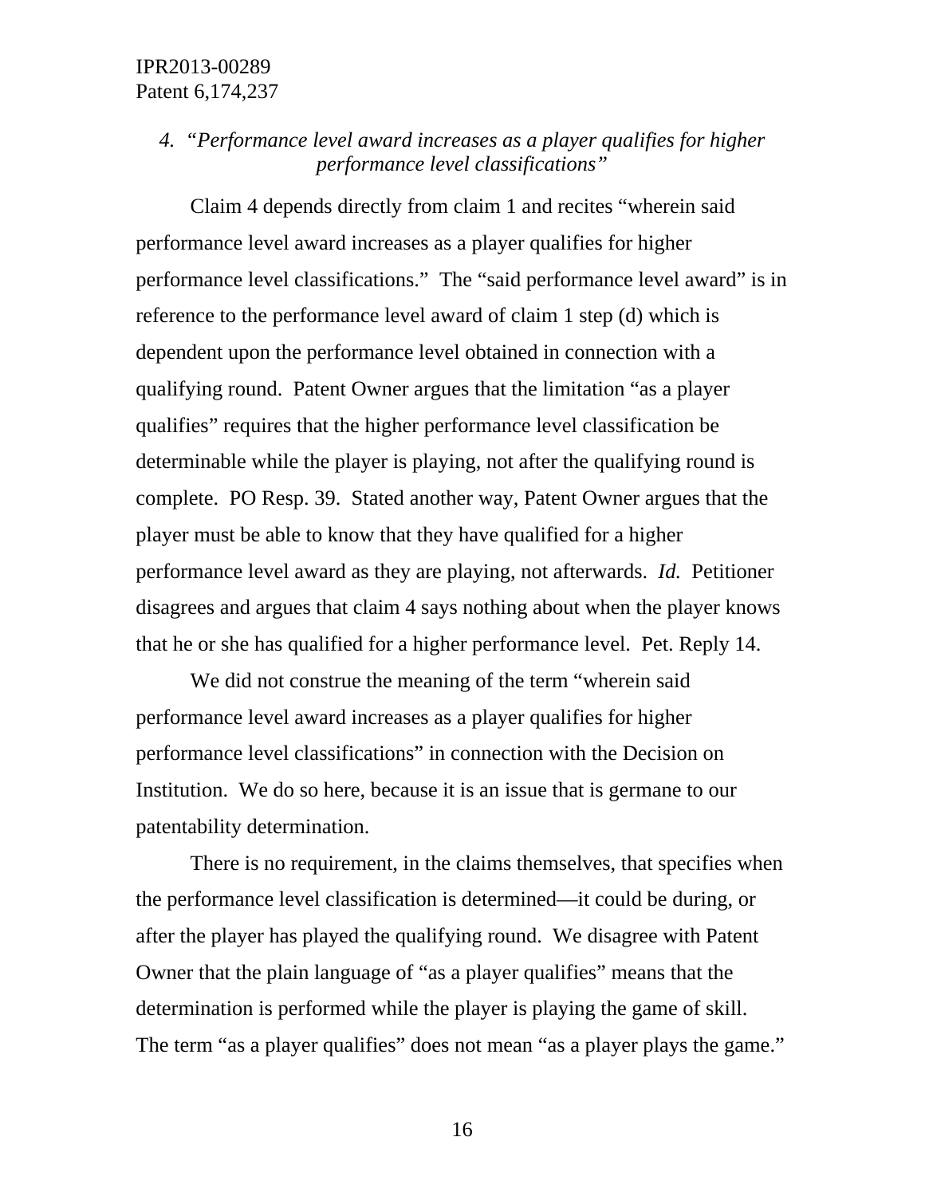*4. "Performance level award increases as a player qualifies for higher performance level classifications"*

Claim 4 depends directly from claim 1 and recites "wherein said performance level award increases as a player qualifies for higher performance level classifications." The "said performance level award" is in reference to the performance level award of claim 1 step (d) which is dependent upon the performance level obtained in connection with a qualifying round. Patent Owner argues that the limitation "as a player qualifies" requires that the higher performance level classification be determinable while the player is playing, not after the qualifying round is complete. PO Resp. 39. Stated another way, Patent Owner argues that the player must be able to know that they have qualified for a higher performance level award as they are playing, not afterwards. *Id.* Petitioner disagrees and argues that claim 4 says nothing about when the player knows that he or she has qualified for a higher performance level. Pet. Reply 14.

We did not construe the meaning of the term "wherein said performance level award increases as a player qualifies for higher performance level classifications" in connection with the Decision on Institution. We do so here, because it is an issue that is germane to our patentability determination.

There is no requirement, in the claims themselves, that specifies when the performance level classification is determined—it could be during, or after the player has played the qualifying round. We disagree with Patent Owner that the plain language of "as a player qualifies" means that the determination is performed while the player is playing the game of skill. The term "as a player qualifies" does not mean "as a player plays the game."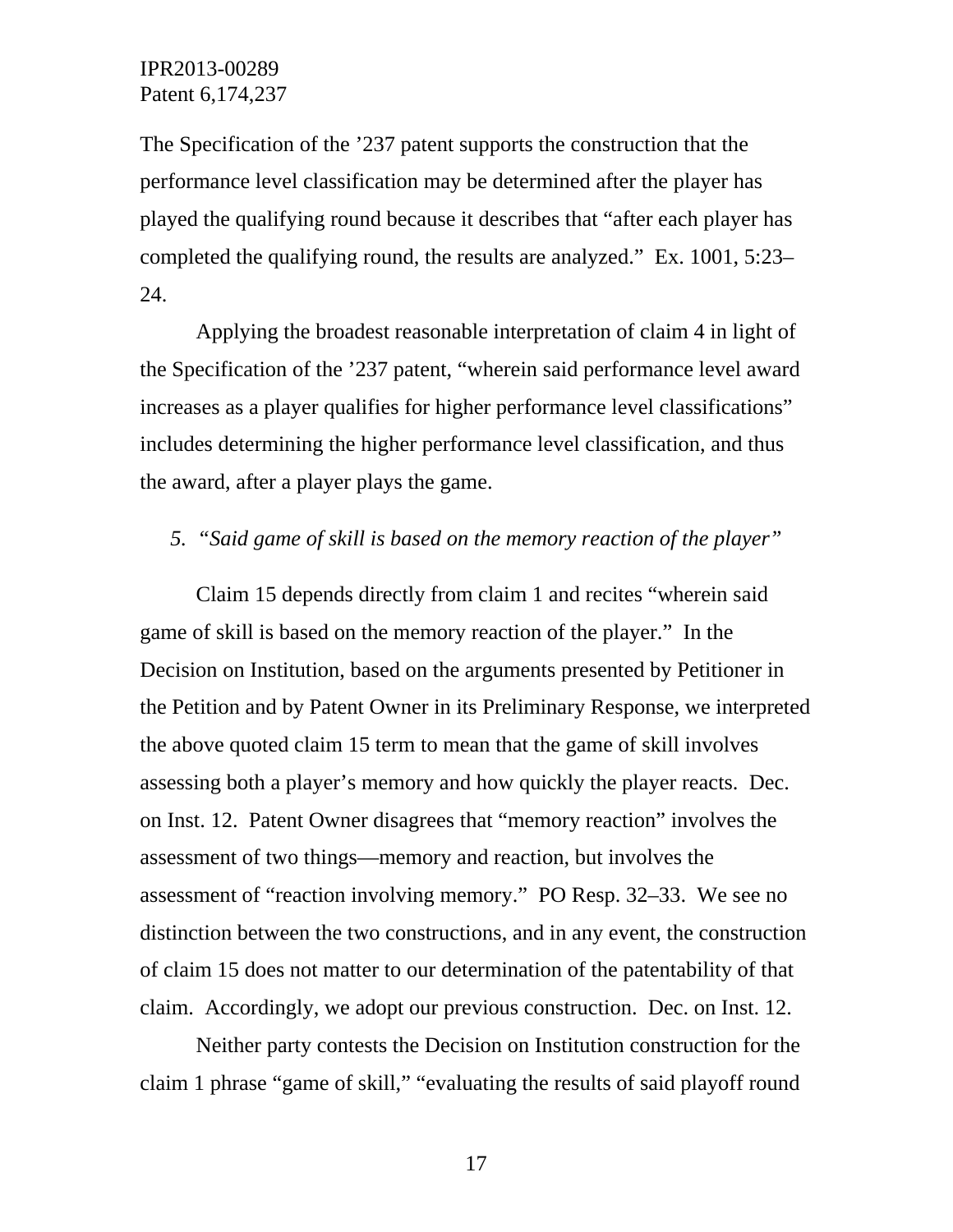The Specification of the ’237 patent supports the construction that the performance level classification may be determined after the player has played the qualifying round because it describes that “after each player has completed the qualifying round, the results are analyzed.” Ex. 1001, 5:23–24.

Applying the broadest reasonable interpretation of claim 4 in light of the Specification of the ’237 patent, “wherein said performance level award increases as a player qualifies for higher performance level classifications” includes determining the higher performance level classification, and thus the award, after a player plays the game.

*5. “Said game of skill is based on the memory reaction of the player”*

Claim 15 depends directly from claim 1 and recites “wherein said game of skill is based on the memory reaction of the player.” In the Decision on Institution, based on the arguments presented by Petitioner in the Petition and by Patent Owner in its Preliminary Response, we interpreted the above quoted claim 15 term to mean that the game of skill involves assessing both a player’s memory and how quickly the player reacts. Dec. on Inst. 12. Patent Owner disagrees that “memory reaction” involves the assessment of two things—memory and reaction, but involves the assessment of “reaction involving memory.” PO Resp. 32–33. We see no distinction between the two constructions, and in any event, the construction of claim 15 does not matter to our determination of the patentability of that claim. Accordingly, we adopt our previous construction. Dec. on Inst. 12.

Neither party contests the Decision on Institution construction for the claim 1 phrase “game of skill,” “evaluating the results of said playoff round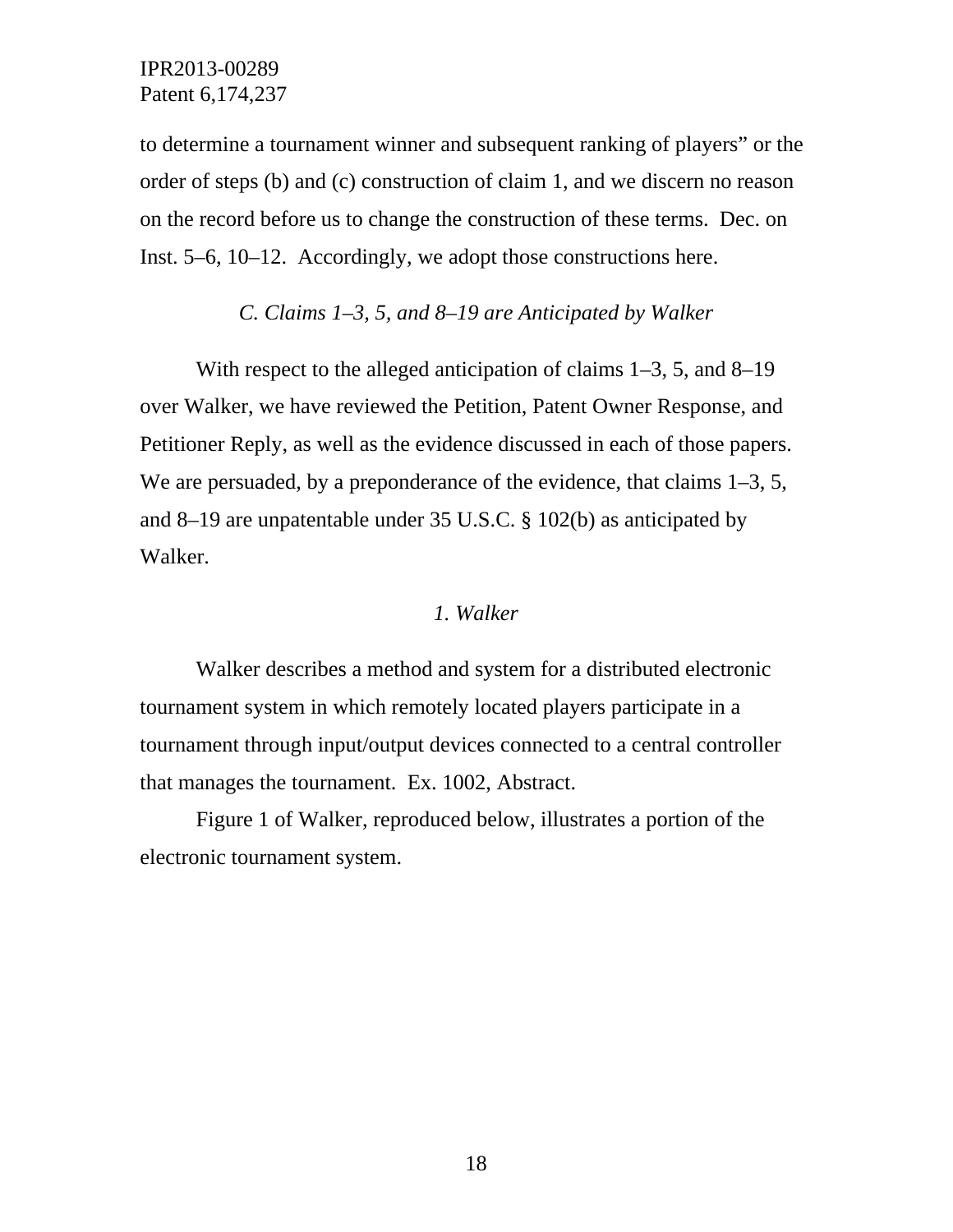to determine a tournament winner and subsequent ranking of players" or the order of steps (b) and (c) construction of claim 1, and we discern no reason on the record before us to change the construction of these terms. Dec. on Inst. 5–6, 10–12. Accordingly, we adopt those constructions here.

### *C. Claims 1–3, 5, and 8–19 are Anticipated by Walker*

With respect to the alleged anticipation of claims 1–3, 5, and 8–19 over Walker, we have reviewed the Petition, Patent Owner Response, and Petitioner Reply, as well as the evidence discussed in each of those papers. We are persuaded, by a preponderance of the evidence, that claims 1–3, 5, and 8–19 are unpatentable under 35 U.S.C. § 102(b) as anticipated by Walker.

#### *1. Walker*

Walker describes a method and system for a distributed electronic tournament system in which remotely located players participate in a tournament through input/output devices connected to a central controller that manages the tournament. Ex. 1002, Abstract.

Figure 1 of Walker, reproduced below, illustrates a portion of the electronic tournament system.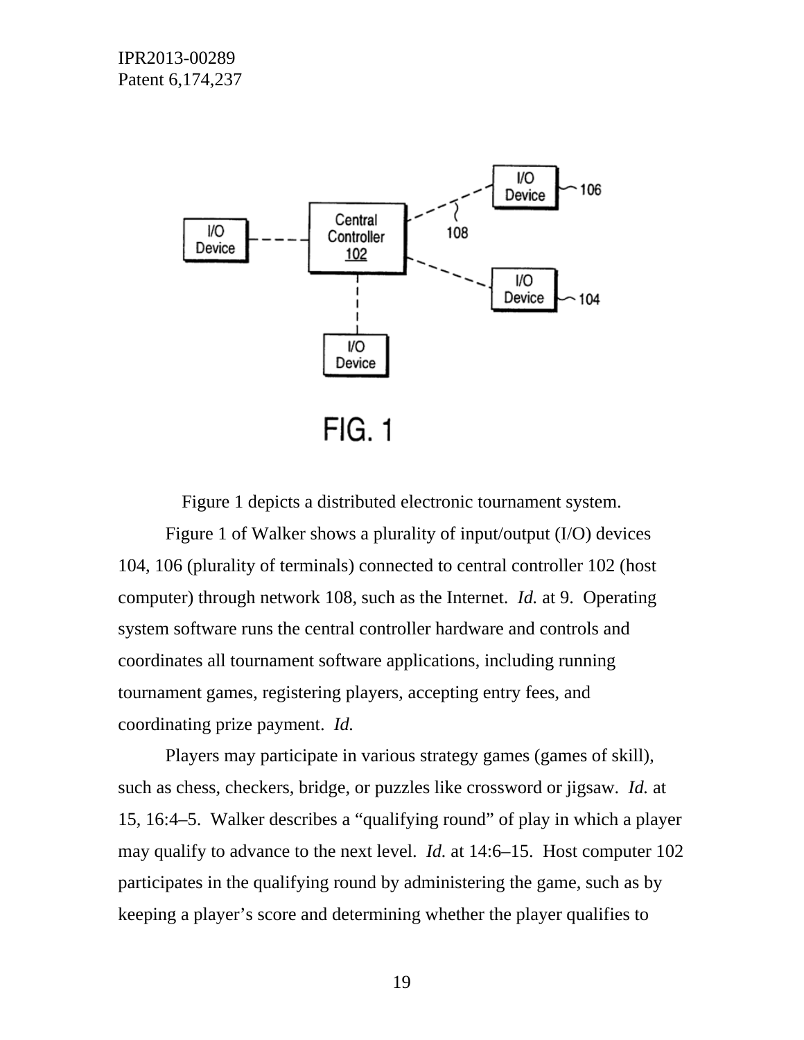Figure 1 depicts a distributed electronic tournament system.

Figure 1 of Walker shows a plurality of input/output (I/O) devices 104, 106 (plurality of terminals) connected to central controller 102 (host computer) through network 108, such as the Internet. *Id.* at 9. Operating system software runs the central controller hardware and controls and coordinates all tournament software applications, including running tournament games, registering players, accepting entry fees, and coordinating prize payment. *Id.*

Players may participate in various strategy games (games of skill), such as chess, checkers, bridge, or puzzles like crossword or jigsaw. *Id.* at 15, 16:4–5. Walker describes a "qualifying round" of play in which a player may qualify to advance to the next level. *Id.* at 14:6–15. Host computer 102 participates in the qualifying round by administering the game, such as by keeping a player's score and determining whether the player qualifies to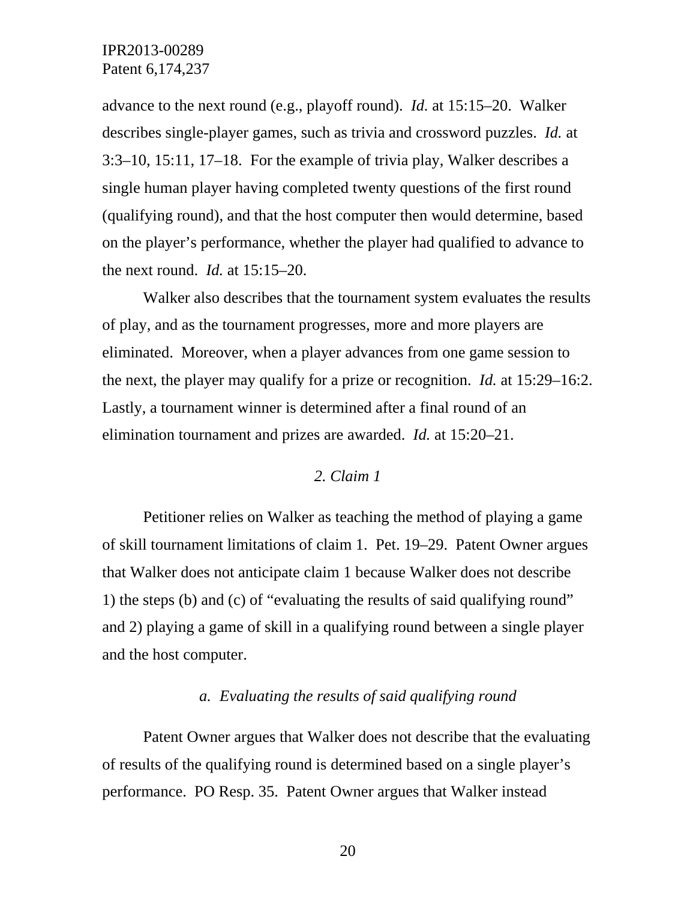advance to the next round (e.g., playoff round). *Id.* at 15:15–20. Walker describes single-player games, such as trivia and crossword puzzles. *Id.* at 3:3–10, 15:11, 17–18. For the example of trivia play, Walker describes a single human player having completed twenty questions of the first round (qualifying round), and that the host computer then would determine, based on the player's performance, whether the player had qualified to advance to the next round. *Id.* at 15:15–20.

Walker also describes that the tournament system evaluates the results of play, and as the tournament progresses, more and more players are eliminated. Moreover, when a player advances from one game session to the next, the player may qualify for a prize or recognition. *Id.* at 15:29–16:2. Lastly, a tournament winner is determined after a final round of an elimination tournament and prizes are awarded. *Id.* at 15:20–21.

### *2. Claim 1*

Petitioner relies on Walker as teaching the method of playing a game of skill tournament limitations of claim 1. Pet. 19–29. Patent Owner argues that Walker does not anticipate claim 1 because Walker does not describe 1) the steps (b) and (c) of "evaluating the results of said qualifying round" and 2) playing a game of skill in a qualifying round between a single player and the host computer.

#### *a. Evaluating the results of said qualifying round*

Patent Owner argues that Walker does not describe that the evaluating of results of the qualifying round is determined based on a single player's performance. PO Resp. 35. Patent Owner argues that Walker instead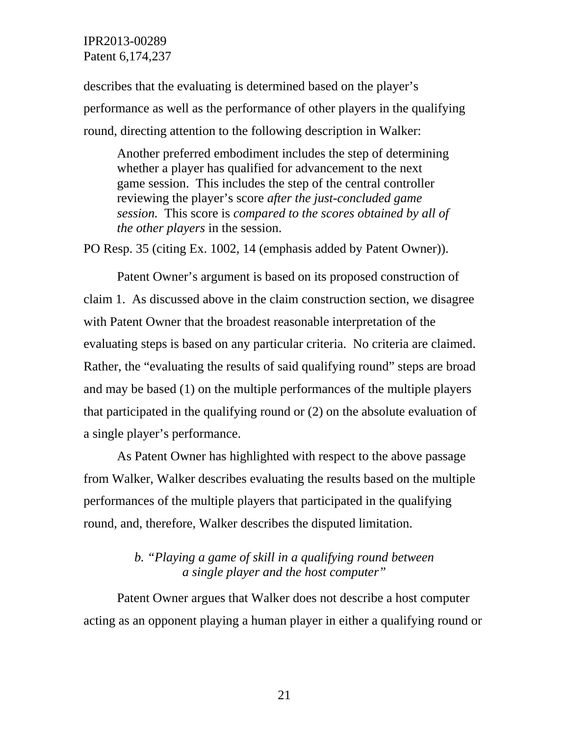describes that the evaluating is determined based on the player's performance as well as the performance of other players in the qualifying round, directing attention to the following description in Walker:

> Another preferred embodiment includes the step of determining whether a player has qualified for advancement to the next game session. This includes the step of the central controller reviewing the player's score *after the just-concluded game session.* This score is *compared to the scores obtained by all of the other players* in the session.

PO Resp. 35 (citing Ex. 1002, 14 (emphasis added by Patent Owner)).

Patent Owner's argument is based on its proposed construction of claim 1. As discussed above in the claim construction section, we disagree with Patent Owner that the broadest reasonable interpretation of the evaluating steps is based on any particular criteria. No criteria are claimed. Rather, the "evaluating the results of said qualifying round" steps are broad and may be based (1) on the multiple performances of the multiple players that participated in the qualifying round or (2) on the absolute evaluation of a single player's performance.

As Patent Owner has highlighted with respect to the above passage from Walker, Walker describes evaluating the results based on the multiple performances of the multiple players that participated in the qualifying round, and, therefore, Walker describes the disputed limitation.

*b. "Playing a game of skill in a qualifying round between a single player and the host computer"*

Patent Owner argues that Walker does not describe a host computer acting as an opponent playing a human player in either a qualifying round or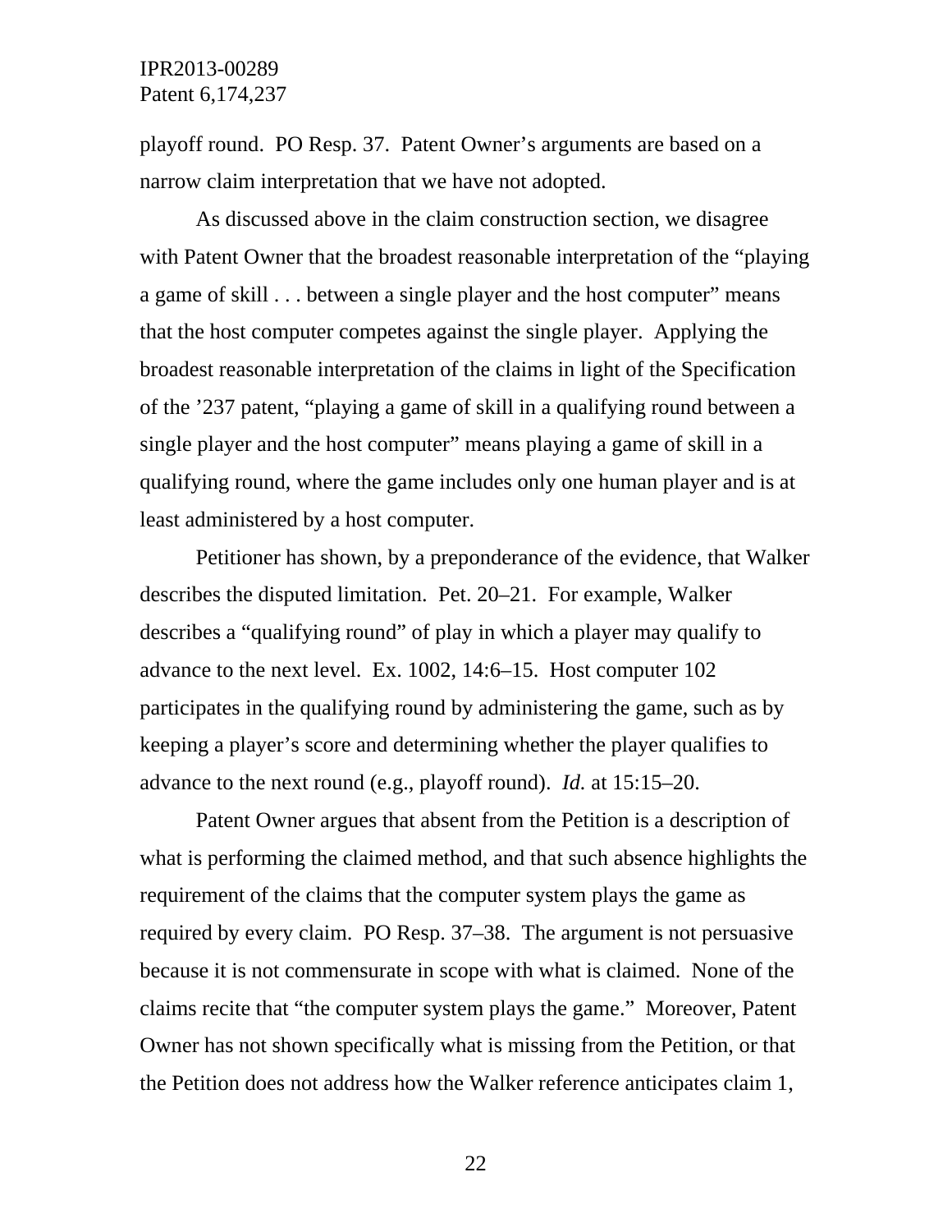playoff round. PO Resp. 37. Patent Owner's arguments are based on a narrow claim interpretation that we have not adopted.

As discussed above in the claim construction section, we disagree with Patent Owner that the broadest reasonable interpretation of the "playing a game of skill . . . between a single player and the host computer" means that the host computer competes against the single player. Applying the broadest reasonable interpretation of the claims in light of the Specification of the '237 patent, "playing a game of skill in a qualifying round between a single player and the host computer" means playing a game of skill in a qualifying round, where the game includes only one human player and is at least administered by a host computer.

Petitioner has shown, by a preponderance of the evidence, that Walker describes the disputed limitation. Pet. 20–21. For example, Walker describes a "qualifying round" of play in which a player may qualify to advance to the next level. Ex. 1002, 14:6–15. Host computer 102 participates in the qualifying round by administering the game, such as by keeping a player's score and determining whether the player qualifies to advance to the next round (e.g., playoff round). *Id.* at 15:15–20.

Patent Owner argues that absent from the Petition is a description of what is performing the claimed method, and that such absence highlights the requirement of the claims that the computer system plays the game as required by every claim. PO Resp. 37–38. The argument is not persuasive because it is not commensurate in scope with what is claimed. None of the claims recite that "the computer system plays the game." Moreover, Patent Owner has not shown specifically what is missing from the Petition, or that the Petition does not address how the Walker reference anticipates claim 1,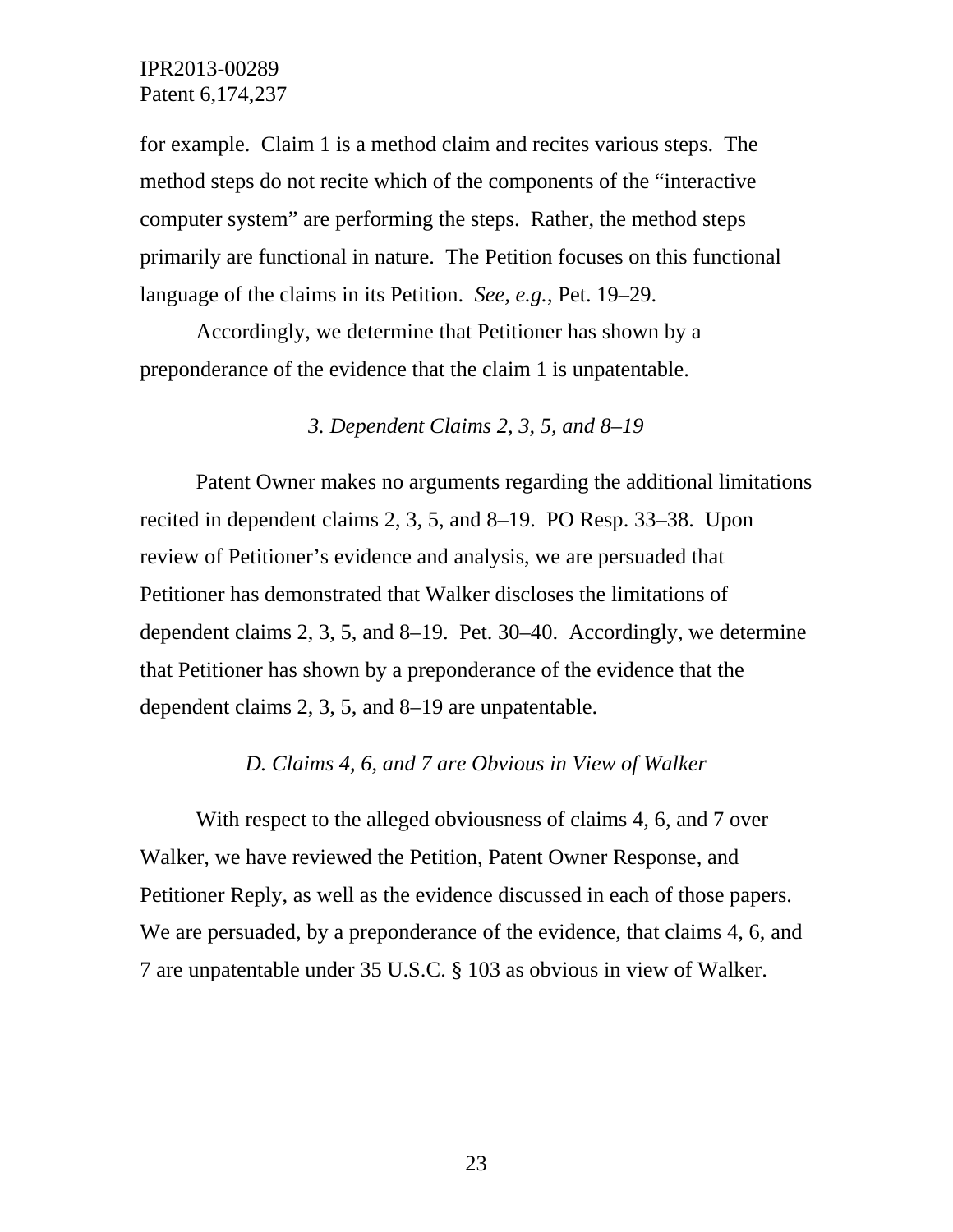for example. Claim 1 is a method claim and recites various steps. The method steps do not recite which of the components of the "interactive computer system" are performing the steps. Rather, the method steps primarily are functional in nature. The Petition focuses on this functional language of the claims in its Petition. *See, e.g.*, Pet. 19–29.

Accordingly, we determine that Petitioner has shown by a preponderance of the evidence that the claim 1 is unpatentable.

### *3. Dependent Claims 2, 3, 5, and 8–19*

Patent Owner makes no arguments regarding the additional limitations recited in dependent claims 2, 3, 5, and 8–19. PO Resp. 33–38. Upon review of Petitioner's evidence and analysis, we are persuaded that Petitioner has demonstrated that Walker discloses the limitations of dependent claims 2, 3, 5, and 8–19. Pet. 30–40. Accordingly, we determine that Petitioner has shown by a preponderance of the evidence that the dependent claims 2, 3, 5, and 8–19 are unpatentable.

## *D. Claims 4, 6, and 7 are Obvious in View of Walker*

With respect to the alleged obviousness of claims 4, 6, and 7 over Walker, we have reviewed the Petition, Patent Owner Response, and Petitioner Reply, as well as the evidence discussed in each of those papers. We are persuaded, by a preponderance of the evidence, that claims 4, 6, and 7 are unpatentable under 35 U.S.C. § 103 as obvious in view of Walker.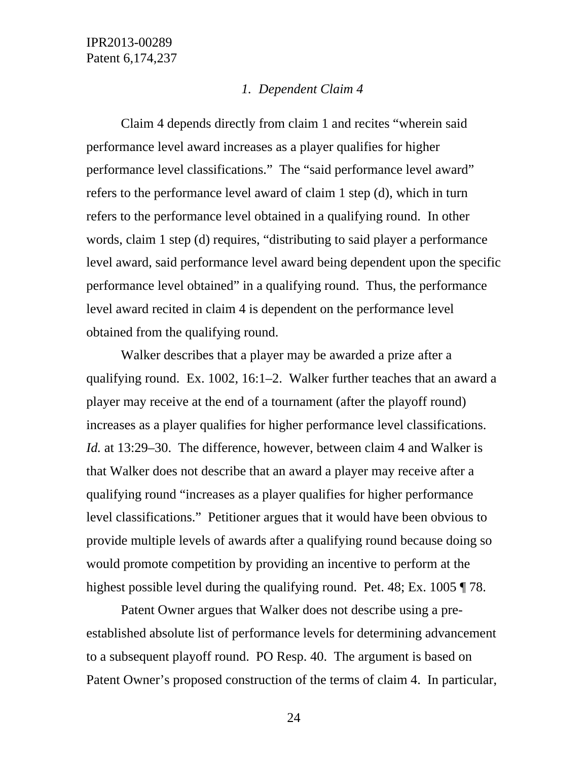### *1. Dependent Claim 4*

Claim 4 depends directly from claim 1 and recites "wherein said performance level award increases as a player qualifies for higher performance level classifications." The "said performance level award" refers to the performance level award of claim 1 step (d), which in turn refers to the performance level obtained in a qualifying round. In other words, claim 1 step (d) requires, "distributing to said player a performance level award, said performance level award being dependent upon the specific performance level obtained" in a qualifying round. Thus, the performance level award recited in claim 4 is dependent on the performance level obtained from the qualifying round.

Walker describes that a player may be awarded a prize after a qualifying round. Ex. 1002, 16:1–2. Walker further teaches that an award a player may receive at the end of a tournament (after the playoff round) increases as a player qualifies for higher performance level classifications. *Id.* at 13:29–30. The difference, however, between claim 4 and Walker is that Walker does not describe that an award a player may receive after a qualifying round "increases as a player qualifies for higher performance level classifications." Petitioner argues that it would have been obvious to provide multiple levels of awards after a qualifying round because doing so would promote competition by providing an incentive to perform at the highest possible level during the qualifying round. Pet. 48; Ex. 1005 ¶ 78.

Patent Owner argues that Walker does not describe using a pre-established absolute list of performance levels for determining advancement to a subsequent playoff round. PO Resp. 40. The argument is based on Patent Owner's proposed construction of the terms of claim 4. In particular,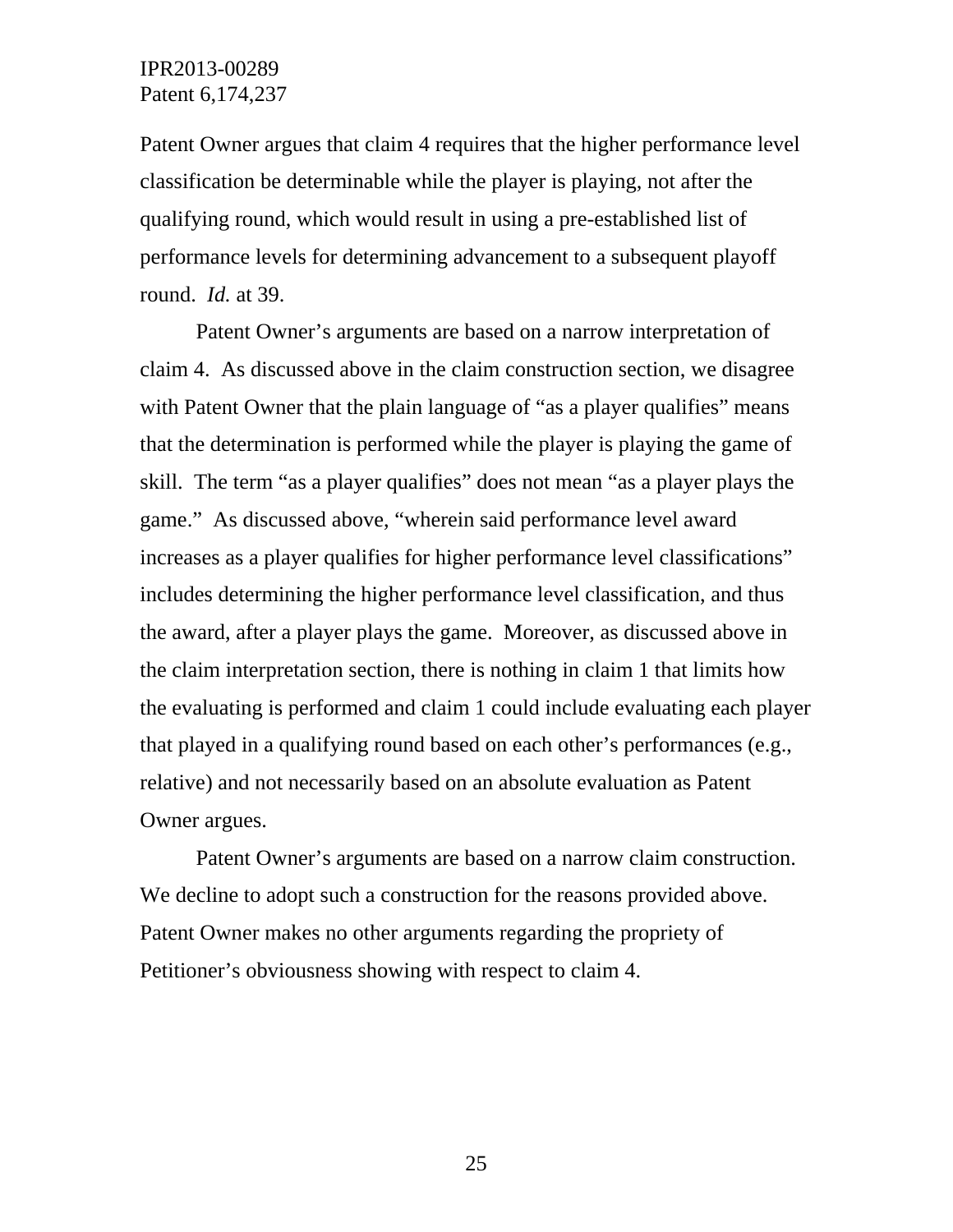Patent Owner argues that claim 4 requires that the higher performance level classification be determinable while the player is playing, not after the qualifying round, which would result in using a pre-established list of performance levels for determining advancement to a subsequent playoff round. *Id.* at 39.

Patent Owner's arguments are based on a narrow interpretation of claim 4. As discussed above in the claim construction section, we disagree with Patent Owner that the plain language of "as a player qualifies" means that the determination is performed while the player is playing the game of skill. The term "as a player qualifies" does not mean "as a player plays the game." As discussed above, "wherein said performance level award increases as a player qualifies for higher performance level classifications" includes determining the higher performance level classification, and thus the award, after a player plays the game. Moreover, as discussed above in the claim interpretation section, there is nothing in claim 1 that limits how the evaluating is performed and claim 1 could include evaluating each player that played in a qualifying round based on each other's performances (e.g., relative) and not necessarily based on an absolute evaluation as Patent Owner argues.

Patent Owner's arguments are based on a narrow claim construction. We decline to adopt such a construction for the reasons provided above. Patent Owner makes no other arguments regarding the propriety of Petitioner's obviousness showing with respect to claim 4.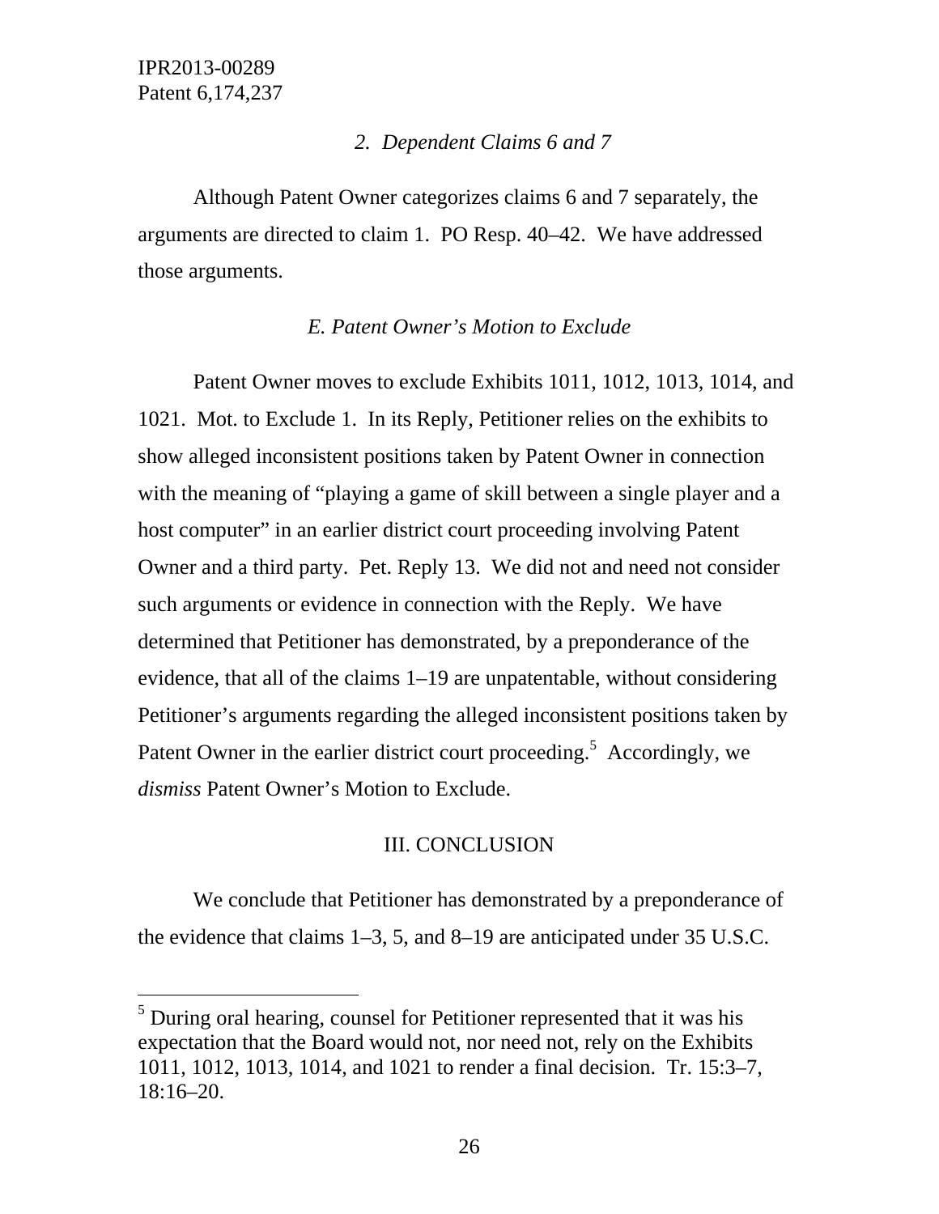*2. Dependent Claims 6 and 7*

Although Patent Owner categorizes claims 6 and 7 separately, the arguments are directed to claim 1. PO Resp. 40–42. We have addressed those arguments.

*E. Patent Owner's Motion to Exclude*

Patent Owner moves to exclude Exhibits 1011, 1012, 1013, 1014, and 1021. Mot. to Exclude 1. In its Reply, Petitioner relies on the exhibits to show alleged inconsistent positions taken by Patent Owner in connection with the meaning of "playing a game of skill between a single player and a host computer" in an earlier district court proceeding involving Patent Owner and a third party. Pet. Reply 13. We did not and need not consider such arguments or evidence in connection with the Reply. We have determined that Petitioner has demonstrated, by a preponderance of the evidence, that all of the claims 1–19 are unpatentable, without considering Petitioner's arguments regarding the alleged inconsistent positions taken by Patent Owner in the earlier district court proceeding.[5] Accordingly, we *dismiss* Patent Owner's Motion to Exclude.

III. CONCLUSION

We conclude that Petitioner has demonstrated by a preponderance of the evidence that claims 1–3, 5, and 8–19 are anticipated under 35 U.S.C.

[5] During oral hearing, counsel for Petitioner represented that it was his expectation that the Board would not, nor need not, rely on the Exhibits 1011, 1012, 1013, 1014, and 1021 to render a final decision. Tr. 15:3–7, 18:16–20.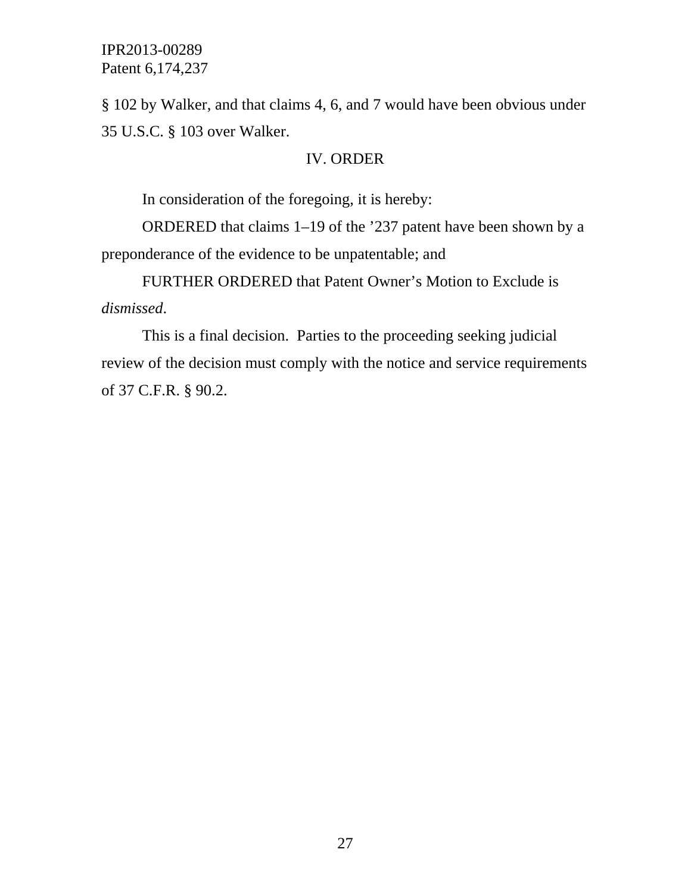§ 102 by Walker, and that claims 4, 6, and 7 would have been obvious under 35 U.S.C. § 103 over Walker.

## IV. ORDER

In consideration of the foregoing, it is hereby:

ORDERED that claims 1–19 of the ’237 patent have been shown by a preponderance of the evidence to be unpatentable; and

FURTHER ORDERED that Patent Owner’s Motion to Exclude is *dismissed*.

This is a final decision. Parties to the proceeding seeking judicial review of the decision must comply with the notice and service requirements of 37 C.F.R. § 90.2.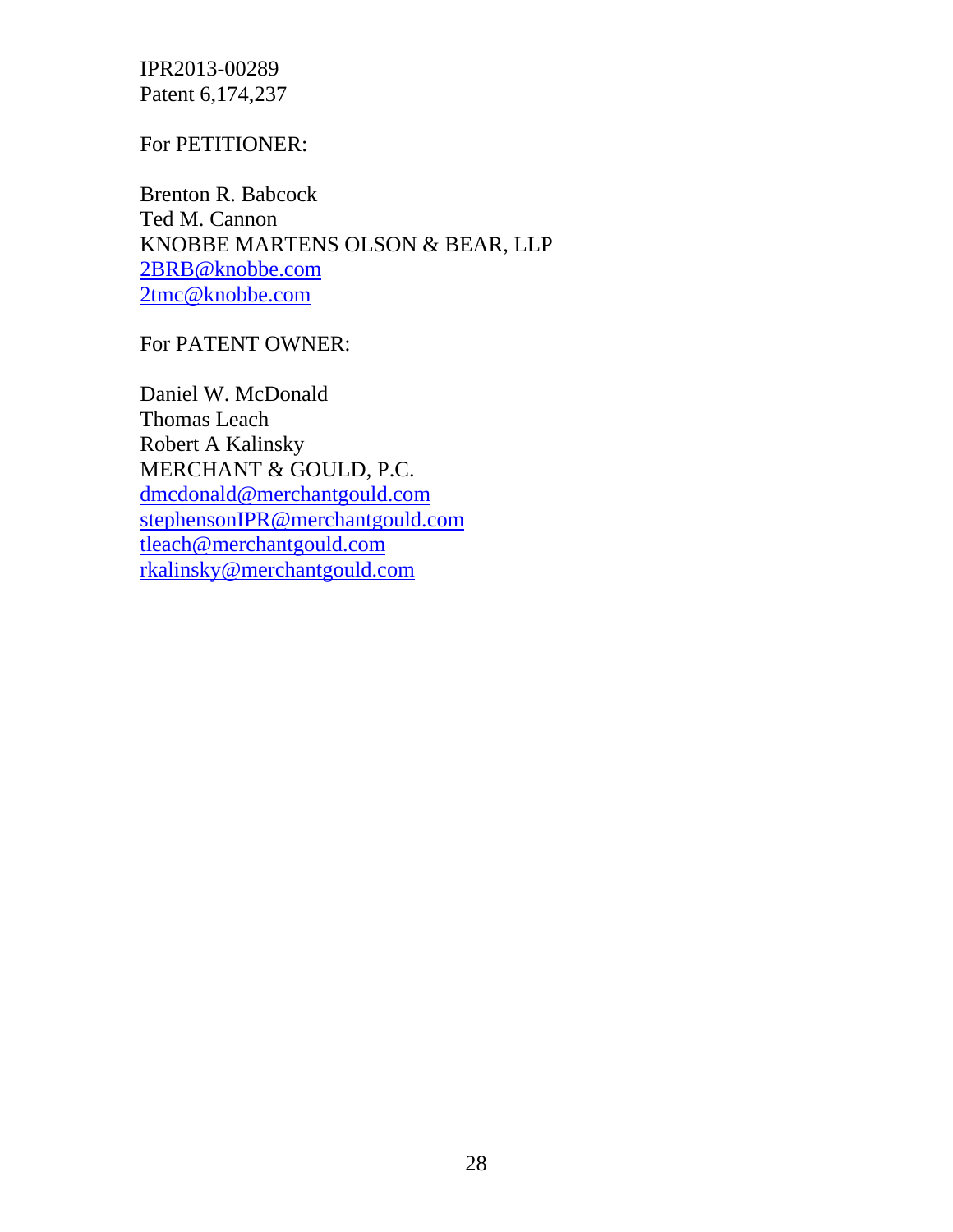IPR2013-00289
Patent 6,174,237

For PETITIONER:

Brenton R. Babcock
Ted M. Cannon
KNOBBE MARTENS OLSON & BEAR, LLP
2BRB@knobbe.com
2tmc@knobbe.com

For PATENT OWNER:

Daniel W. McDonald
Thomas Leach
Robert A Kalinsky
MERCHANT & GOULD, P.C.
dmcdonald@merchantgould.com
stephensonIPR@merchantgould.com
tleach@merchantgould.com
rkalinsky@merchantgould.com